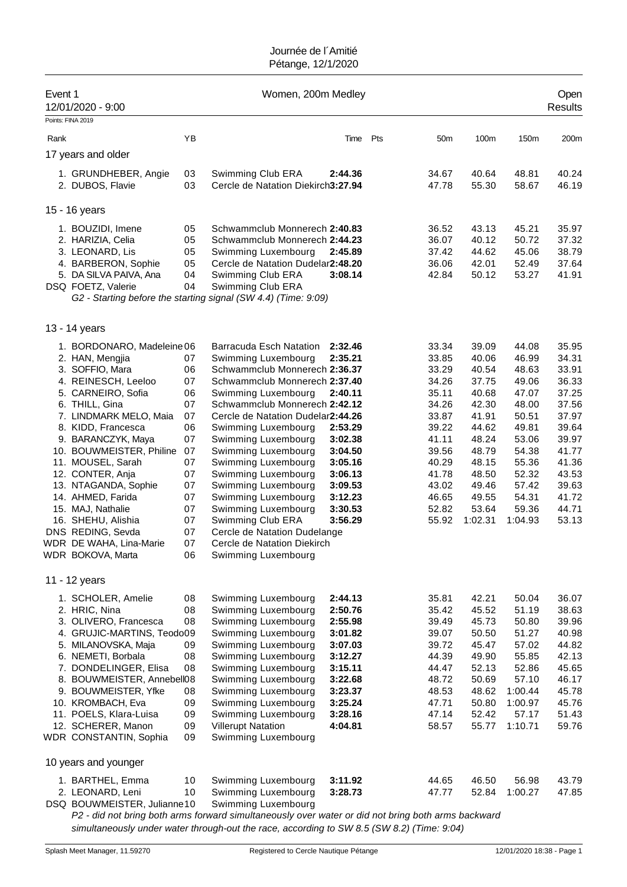# Journée de l´Amitié
Pétange, 12/1/2020

**Event 1** — Women, 200m Medley — **Open Results**
12/01/2020 - 9:00
Points: FINA 2019

| Rank | | YB | | Time | Pts | 50m | 100m | 150m | 200m |
|---|---|---|---|---|---|---|---|---|---|
| **17 years and older** | | | | | | | | | |
| 1. | GRUNDHEBER, Angie | 03 | Swimming Club ERA | 2:44.36 | | 34.67 | 40.64 | 48.81 | 40.24 |
| 2. | DUBOS, Flavie | 03 | Cercle de Natation Diekirch | 3:27.94 | | 47.78 | 55.30 | 58.67 | 46.19 |
| **15 - 16 years** | | | | | | | | | |
| 1. | BOUZIDI, Imene | 05 | Schwammclub Monnerech | 2:40.83 | | 36.52 | 43.13 | 45.21 | 35.97 |
| 2. | HARIZIA, Celia | 05 | Schwammclub Monnerech | 2:44.23 | | 36.07 | 40.12 | 50.72 | 37.32 |
| 3. | LEONARD, Lis | 05 | Swimming Luxembourg | 2:45.89 | | 37.42 | 44.62 | 45.06 | 38.79 |
| 4. | BARBERON, Sophie | 05 | Cercle de Natation Dudelange | 2:48.20 | | 36.06 | 42.01 | 52.49 | 37.64 |
| 5. | DA SILVA PAIVA, Ana | 04 | Swimming Club ERA | 3:08.14 | | 42.84 | 50.12 | 53.27 | 41.91 |
| DSQ | FOETZ, Valerie | 04 | Swimming Club ERA | | | | | | |
| | *G2 - Starting before the starting signal (SW 4.4) (Time: 9:09)* | | | | | | | | |
| **13 - 14 years** | | | | | | | | | |
| 1. | BORDONARO, Madeleine | 06 | Barracuda Esch Natation | 2:32.46 | | 33.34 | 39.09 | 44.08 | 35.95 |
| 2. | HAN, Mengjia | 07 | Swimming Luxembourg | 2:35.21 | | 33.85 | 40.06 | 46.99 | 34.31 |
| 3. | SOFFIO, Mara | 06 | Schwammclub Monnerech | 2:36.37 | | 33.29 | 40.54 | 48.63 | 33.91 |
| 4. | REINESCH, Leeloo | 07 | Schwammclub Monnerech | 2:37.40 | | 34.26 | 37.75 | 49.06 | 36.33 |
| 5. | CARNEIRO, Sofia | 06 | Swimming Luxembourg | 2:40.11 | | 35.11 | 40.68 | 47.07 | 37.25 |
| 6. | THILL, Gina | 07 | Schwammclub Monnerech | 2:42.12 | | 34.26 | 42.30 | 48.00 | 37.56 |
| 7. | LINDMARK MELO, Maia | 07 | Cercle de Natation Dudelange | 2:44.26 | | 33.87 | 41.91 | 50.51 | 37.97 |
| 8. | KIDD, Francesca | 06 | Swimming Luxembourg | 2:53.29 | | 39.22 | 44.62 | 49.81 | 39.64 |
| 9. | BARANCZYK, Maya | 07 | Swimming Luxembourg | 3:02.38 | | 41.11 | 48.24 | 53.06 | 39.97 |
| 10. | BOUWMEISTER, Philine | 07 | Swimming Luxembourg | 3:04.50 | | 39.56 | 48.79 | 54.38 | 41.77 |
| 11. | MOUSEL, Sarah | 07 | Swimming Luxembourg | 3:05.16 | | 40.29 | 48.15 | 55.36 | 41.36 |
| 12. | CONTER, Anja | 07 | Swimming Luxembourg | 3:06.13 | | 41.78 | 48.50 | 52.32 | 43.53 |
| 13. | NTAGANDA, Sophie | 07 | Swimming Luxembourg | 3:09.53 | | 43.02 | 49.46 | 57.42 | 39.63 |
| 14. | AHMED, Farida | 07 | Swimming Luxembourg | 3:12.23 | | 46.65 | 49.55 | 54.31 | 41.72 |
| 15. | MAJ, Nathalie | 07 | Swimming Luxembourg | 3:30.53 | | 52.82 | 53.64 | 59.36 | 44.71 |
| 16. | SHEHU, Alishia | 07 | Swimming Club ERA | 3:56.29 | | 55.92 | 1:02.31 | 1:04.93 | 53.13 |
| DNS | REDING, Sevda | 07 | Cercle de Natation Dudelange | | | | | | |
| WDR | DE WAHA, Lina-Marie | 07 | Cercle de Natation Diekirch | | | | | | |
| WDR | BOKOVA, Marta | 06 | Swimming Luxembourg | | | | | | |
| **11 - 12 years** | | | | | | | | | |
| 1. | SCHOLER, Amelie | 08 | Swimming Luxembourg | 2:44.13 | | 35.81 | 42.21 | 50.04 | 36.07 |
| 2. | HRIC, Nina | 08 | Swimming Luxembourg | 2:50.76 | | 35.42 | 45.52 | 51.19 | 38.63 |
| 3. | OLIVERO, Francesca | 08 | Swimming Luxembourg | 2:55.98 | | 39.49 | 45.73 | 50.80 | 39.96 |
| 4. | GRUJIC-MARTINS, Teodo | 09 | Swimming Luxembourg | 3:01.82 | | 39.07 | 50.50 | 51.27 | 40.98 |
| 5. | MILANOVSKA, Maja | 09 | Swimming Luxembourg | 3:07.03 | | 39.72 | 45.47 | 57.02 | 44.82 |
| 6. | NEMETI, Borbala | 08 | Swimming Luxembourg | 3:12.27 | | 44.39 | 49.90 | 55.85 | 42.13 |
| 7. | DONDELINGER, Elisa | 08 | Swimming Luxembourg | 3:15.11 | | 44.47 | 52.13 | 52.86 | 45.65 |
| 8. | BOUWMEISTER, Annebell | 08 | Swimming Luxembourg | 3:22.68 | | 48.72 | 50.69 | 57.10 | 46.17 |
| 9. | BOUWMEISTER, Yfke | 08 | Swimming Luxembourg | 3:23.37 | | 48.53 | 48.62 | 1:00.44 | 45.78 |
| 10. | KROMBACH, Eva | 09 | Swimming Luxembourg | 3:25.24 | | 47.71 | 50.80 | 1:00.97 | 45.76 |
| 11. | POELS, Klara-Luisa | 09 | Swimming Luxembourg | 3:28.16 | | 47.14 | 52.42 | 57.17 | 51.43 |
| 12. | SCHERER, Manon | 09 | Villerupt Natation | 4:04.81 | | 58.57 | 55.77 | 1:10.71 | 59.76 |
| WDR | CONSTANTIN, Sophia | 09 | Swimming Luxembourg | | | | | | |
| **10 years and younger** | | | | | | | | | |
| 1. | BARTHEL, Emma | 10 | Swimming Luxembourg | 3:11.92 | | 44.65 | 46.50 | 56.98 | 43.79 |
| 2. | LEONARD, Leni | 10 | Swimming Luxembourg | 3:28.73 | | 47.77 | 52.84 | 1:00.27 | 47.85 |
| DSQ | BOUWMEISTER, Julianne | 10 | Swimming Luxembourg | | | | | | |
| | *P2 - did not bring both arms forward simultaneously over water or did not bring both arms backward simultaneously under water through-out the race, according to SW 8.5 (SW 8.2) (Time: 9:04)* | | | | | | | | |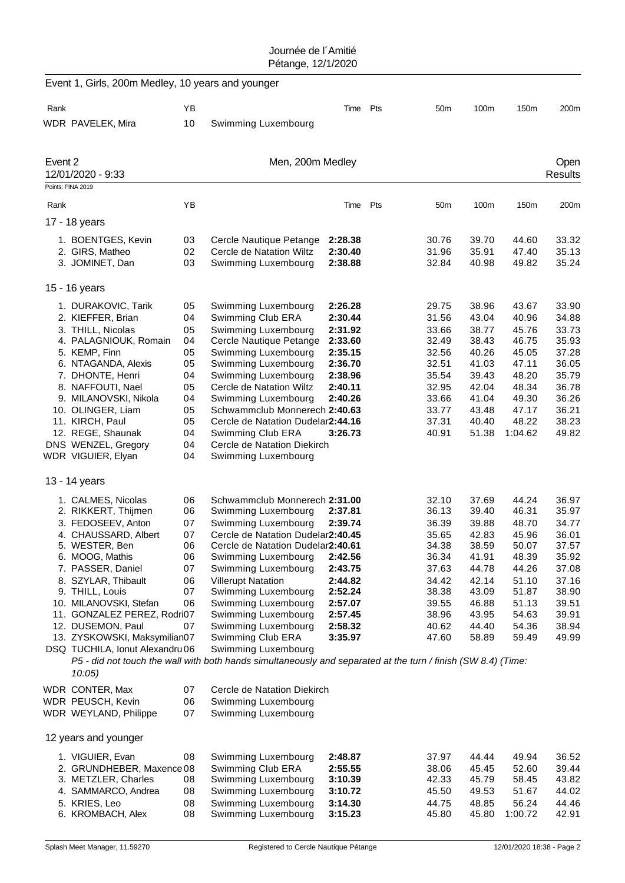Journée de l´Amitié
Pétange, 12/1/2020

## Event 1, Girls, 200m Medley, 10 years and younger

| Rank | | YB | | Time | Pts | 50m | 100m | 150m | 200m |
|---|---|---|---|---|---|---|---|---|---|
| WDR | PAVELEK, Mira | 10 | Swimming Luxembourg | | | | | | |

## Event 2 Men, 200m Medley — Open Results

12/01/2020 - 9:33

Points: FINA 2019

| Rank | | YB | | Time | Pts | 50m | 100m | 150m | 200m |
|---|---|---|---|---|---|---|---|---|---|
| **17 - 18 years** | | | | | | | | | |
| 1. | BOENTGES, Kevin | 03 | Cercle Nautique Petange | **2:28.38** | | 30.76 | 39.70 | 44.60 | 33.32 |
| 2. | GIRS, Matheo | 02 | Cercle de Natation Wiltz | **2:30.40** | | 31.96 | 35.91 | 47.40 | 35.13 |
| 3. | JOMINET, Dan | 03 | Swimming Luxembourg | **2:38.88** | | 32.84 | 40.98 | 49.82 | 35.24 |
| **15 - 16 years** | | | | | | | | | |
| 1. | DURAKOVIC, Tarik | 05 | Swimming Luxembourg | **2:26.28** | | 29.75 | 38.96 | 43.67 | 33.90 |
| 2. | KIEFFER, Brian | 04 | Swimming Club ERA | **2:30.44** | | 31.56 | 43.04 | 40.96 | 34.88 |
| 3. | THILL, Nicolas | 05 | Swimming Luxembourg | **2:31.92** | | 33.66 | 38.77 | 45.76 | 33.73 |
| 4. | PALAGNIOUK, Romain | 04 | Cercle Nautique Petange | **2:33.60** | | 32.49 | 38.43 | 46.75 | 35.93 |
| 5. | KEMP, Finn | 05 | Swimming Luxembourg | **2:35.15** | | 32.56 | 40.26 | 45.05 | 37.28 |
| 6. | NTAGANDA, Alexis | 05 | Swimming Luxembourg | **2:36.70** | | 32.51 | 41.03 | 47.11 | 36.05 |
| 7. | DHONTE, Henri | 04 | Swimming Luxembourg | **2:38.96** | | 35.54 | 39.43 | 48.20 | 35.79 |
| 8. | NAFFOUTI, Nael | 05 | Cercle de Natation Wiltz | **2:40.11** | | 32.95 | 42.04 | 48.34 | 36.78 |
| 9. | MILANOVSKI, Nikola | 04 | Swimming Luxembourg | **2:40.26** | | 33.66 | 41.04 | 49.30 | 36.26 |
| 10. | OLINGER, Liam | 05 | Schwammclub Monnerech | **2:40.63** | | 33.77 | 43.48 | 47.17 | 36.21 |
| 11. | KIRCH, Paul | 05 | Cercle de Natation Dudelange | **2:44.16** | | 37.31 | 40.40 | 48.22 | 38.23 |
| 12. | REGE, Shaunak | 04 | Swimming Club ERA | **3:26.73** | | 40.91 | 51.38 | 1:04.62 | 49.82 |
| DNS | WENZEL, Gregory | 04 | Cercle de Natation Diekirch | | | | | | |
| WDR | VIGUIER, Elyan | 04 | Swimming Luxembourg | | | | | | |
| **13 - 14 years** | | | | | | | | | |
| 1. | CALMES, Nicolas | 06 | Schwammclub Monnerech | **2:31.00** | | 32.10 | 37.69 | 44.24 | 36.97 |
| 2. | RIKKERT, Thijmen | 06 | Swimming Luxembourg | **2:37.81** | | 36.13 | 39.40 | 46.31 | 35.97 |
| 3. | FEDOSEEV, Anton | 07 | Swimming Luxembourg | **2:39.74** | | 36.39 | 39.88 | 48.70 | 34.77 |
| 4. | CHAUSSARD, Albert | 07 | Cercle de Natation Dudelange | **2:40.45** | | 35.65 | 42.83 | 45.96 | 36.01 |
| 5. | WESTER, Ben | 06 | Cercle de Natation Dudelange | **2:40.61** | | 34.38 | 38.59 | 50.07 | 37.57 |
| 6. | MOOG, Mathis | 06 | Swimming Luxembourg | **2:42.56** | | 36.34 | 41.91 | 48.39 | 35.92 |
| 7. | PASSER, Daniel | 07 | Swimming Luxembourg | **2:43.75** | | 37.63 | 44.78 | 44.26 | 37.08 |
| 8. | SZYLAR, Thibault | 06 | Villerupt Natation | **2:44.82** | | 34.42 | 42.14 | 51.10 | 37.16 |
| 9. | THILL, Louis | 07 | Swimming Luxembourg | **2:52.24** | | 38.38 | 43.09 | 51.87 | 38.90 |
| 10. | MILANOVSKI, Stefan | 06 | Swimming Luxembourg | **2:57.07** | | 39.55 | 46.88 | 51.13 | 39.51 |
| 11. | GONZALEZ PEREZ, Rodri | 07 | Swimming Luxembourg | **2:57.45** | | 38.96 | 43.95 | 54.63 | 39.91 |
| 12. | DUSEMON, Paul | 07 | Swimming Luxembourg | **2:58.32** | | 40.62 | 44.40 | 54.36 | 38.94 |
| 13. | ZYSKOWSKI, Maksymilian | 07 | Swimming Club ERA | **3:35.97** | | 47.60 | 58.89 | 59.49 | 49.99 |
| DSQ | TUCHILA, Ionut Alexandru | 06 | Swimming Luxembourg | | | | | | |
| | *P5 - did not touch the wall with both hands simultaneously and separated at the turn / finish (SW 8.4) (Time: 10:05)* | | | | | | | | |
| WDR | CONTER, Max | 07 | Cercle de Natation Diekirch | | | | | | |
| WDR | PEUSCH, Kevin | 06 | Swimming Luxembourg | | | | | | |
| WDR | WEYLAND, Philippe | 07 | Swimming Luxembourg | | | | | | |
| **12 years and younger** | | | | | | | | | |
| 1. | VIGUIER, Evan | 08 | Swimming Luxembourg | **2:48.87** | | 37.97 | 44.44 | 49.94 | 36.52 |
| 2. | GRUNDHEBER, Maxence | 08 | Swimming Club ERA | **2:55.55** | | 38.06 | 45.45 | 52.60 | 39.44 |
| 3. | METZLER, Charles | 08 | Swimming Luxembourg | **3:10.39** | | 42.33 | 45.79 | 58.45 | 43.82 |
| 4. | SAMMARCO, Andrea | 08 | Swimming Luxembourg | **3:10.72** | | 45.50 | 49.53 | 51.67 | 44.02 |
| 5. | KRIES, Leo | 08 | Swimming Luxembourg | **3:14.30** | | 44.75 | 48.85 | 56.24 | 44.46 |
| 6. | KROMBACH, Alex | 08 | Swimming Luxembourg | **3:15.23** | | 45.80 | 45.80 | 1:00.72 | 42.91 |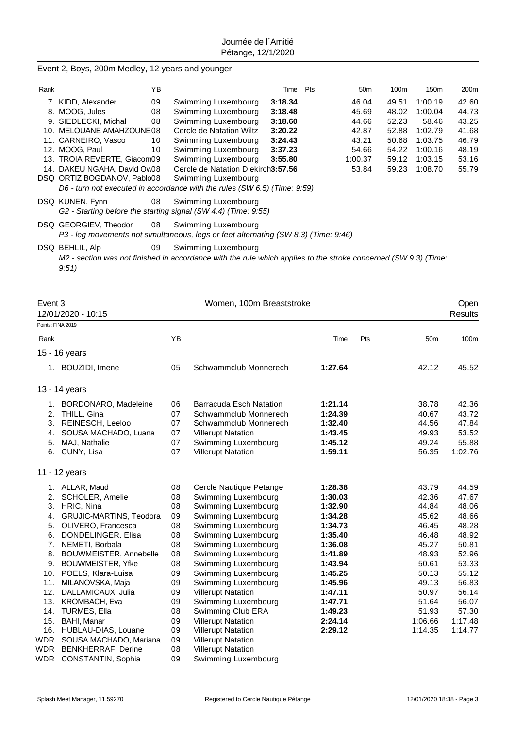Journée de l´Amitié
Pétange, 12/1/2020

## Event 2, Boys, 200m Medley, 12 years and younger

| Rank | | YB | | Time | Pts | 50m | 100m | 150m | 200m |
|---|---|---|---|---|---|---|---|---|---|
| 7. | KIDD, Alexander | 09 | Swimming Luxembourg | 3:18.34 | | 46.04 | 49.51 | 1:00.19 | 42.60 |
| 8. | MOOG, Jules | 08 | Swimming Luxembourg | 3:18.48 | | 45.69 | 48.02 | 1:00.04 | 44.73 |
| 9. | SIEDLECKI, Michal | 08 | Swimming Luxembourg | 3:18.60 | | 44.66 | 52.23 | 58.46 | 43.25 |
| 10. | MELOUANE AMAHZOUNE | 08 | Cercle de Natation Wiltz | 3:20.22 | | 42.87 | 52.88 | 1:02.79 | 41.68 |
| 11. | CARNEIRO, Vasco | 10 | Swimming Luxembourg | 3:24.43 | | 43.21 | 50.68 | 1:03.75 | 46.79 |
| 12. | MOOG, Paul | 10 | Swimming Luxembourg | 3:37.23 | | 54.66 | 54.22 | 1:00.16 | 48.19 |
| 13. | TROIA REVERTE, Giacom | 09 | Swimming Luxembourg | 3:55.80 | | 1:00.37 | 59.12 | 1:03.15 | 53.16 |
| 14. | DAKEU NGAHA, David Ow | 08 | Cercle de Natation Diekirch | 3:57.56 | | 53.84 | 59.23 | 1:08.70 | 55.79 |
| DSQ | ORTIZ BOGDANOV, Pablo | 08 | Swimming Luxembourg | | | | | | |
| | *D6 - turn not executed in accordance with the rules (SW 6.5) (Time: 9:59)* | | | | | | | | |
| DSQ | KUNEN, Fynn | 08 | Swimming Luxembourg | | | | | | |
| | *G2 - Starting before the starting signal (SW 4.4) (Time: 9:55)* | | | | | | | | |
| DSQ | GEORGIEV, Theodor | 08 | Swimming Luxembourg | | | | | | |
| | *P3 - leg movements not simultaneous, legs or feet alternating (SW 8.3) (Time: 9:46)* | | | | | | | | |
| DSQ | BEHLIL, Alp | 09 | Swimming Luxembourg | | | | | | |
| | *M2 - section was not finished in accordance with the rule which applies to the stroke concerned (SW 9.3) (Time: 9:51)* | | | | | | | | |

## Event 3 — Women, 100m Breaststroke — Open

12/01/2020 - 10:15 — Results

Points: FINA 2019

| Rank | | YB | | Time | Pts | 50m | 100m |
|---|---|---|---|---|---|---|---|
| **15 - 16 years** | | | | | | | |
| 1. | BOUZIDI, Imene | 05 | Schwammclub Monnerech | 1:27.64 | | 42.12 | 45.52 |
| **13 - 14 years** | | | | | | | |
| 1. | BORDONARO, Madeleine | 06 | Barracuda Esch Natation | 1:21.14 | | 38.78 | 42.36 |
| 2. | THILL, Gina | 07 | Schwammclub Monnerech | 1:24.39 | | 40.67 | 43.72 |
| 3. | REINESCH, Leeloo | 07 | Schwammclub Monnerech | 1:32.40 | | 44.56 | 47.84 |
| 4. | SOUSA MACHADO, Luana | 07 | Villerupt Natation | 1:43.45 | | 49.93 | 53.52 |
| 5. | MAJ, Nathalie | 07 | Swimming Luxembourg | 1:45.12 | | 49.24 | 55.88 |
| 6. | CUNY, Lisa | 07 | Villerupt Natation | 1:59.11 | | 56.35 | 1:02.76 |
| **11 - 12 years** | | | | | | | |
| 1. | ALLAR, Maud | 08 | Cercle Nautique Petange | 1:28.38 | | 43.79 | 44.59 |
| 2. | SCHOLER, Amelie | 08 | Swimming Luxembourg | 1:30.03 | | 42.36 | 47.67 |
| 3. | HRIC, Nina | 08 | Swimming Luxembourg | 1:32.90 | | 44.84 | 48.06 |
| 4. | GRUJIC-MARTINS, Teodora | 09 | Swimming Luxembourg | 1:34.28 | | 45.62 | 48.66 |
| 5. | OLIVERO, Francesca | 08 | Swimming Luxembourg | 1:34.73 | | 46.45 | 48.28 |
| 6. | DONDELINGER, Elisa | 08 | Swimming Luxembourg | 1:35.40 | | 46.48 | 48.92 |
| 7. | NEMETI, Borbala | 08 | Swimming Luxembourg | 1:36.08 | | 45.27 | 50.81 |
| 8. | BOUWMEISTER, Annebelle | 08 | Swimming Luxembourg | 1:41.89 | | 48.93 | 52.96 |
| 9. | BOUWMEISTER, Yfke | 08 | Swimming Luxembourg | 1:43.94 | | 50.61 | 53.33 |
| 10. | POELS, Klara-Luisa | 09 | Swimming Luxembourg | 1:45.25 | | 50.13 | 55.12 |
| 11. | MILANOVSKA, Maja | 09 | Swimming Luxembourg | 1:45.96 | | 49.13 | 56.83 |
| 12. | DALLAMICAUX, Julia | 09 | Villerupt Natation | 1:47.11 | | 50.97 | 56.14 |
| 13. | KROMBACH, Eva | 09 | Swimming Luxembourg | 1:47.71 | | 51.64 | 56.07 |
| 14. | TURMES, Ella | 08 | Swimming Club ERA | 1:49.23 | | 51.93 | 57.30 |
| 15. | BAHI, Manar | 09 | Villerupt Natation | 2:24.14 | | 1:06.66 | 1:17.48 |
| 16. | HUBLAU-DIAS, Louane | 09 | Villerupt Natation | 2:29.12 | | 1:14.35 | 1:14.77 |
| WDR | SOUSA MACHADO, Mariana | 09 | Villerupt Natation | | | | |
| WDR | BENKHERRAF, Derine | 08 | Villerupt Natation | | | | |
| WDR | CONSTANTIN, Sophia | 09 | Swimming Luxembourg | | | | |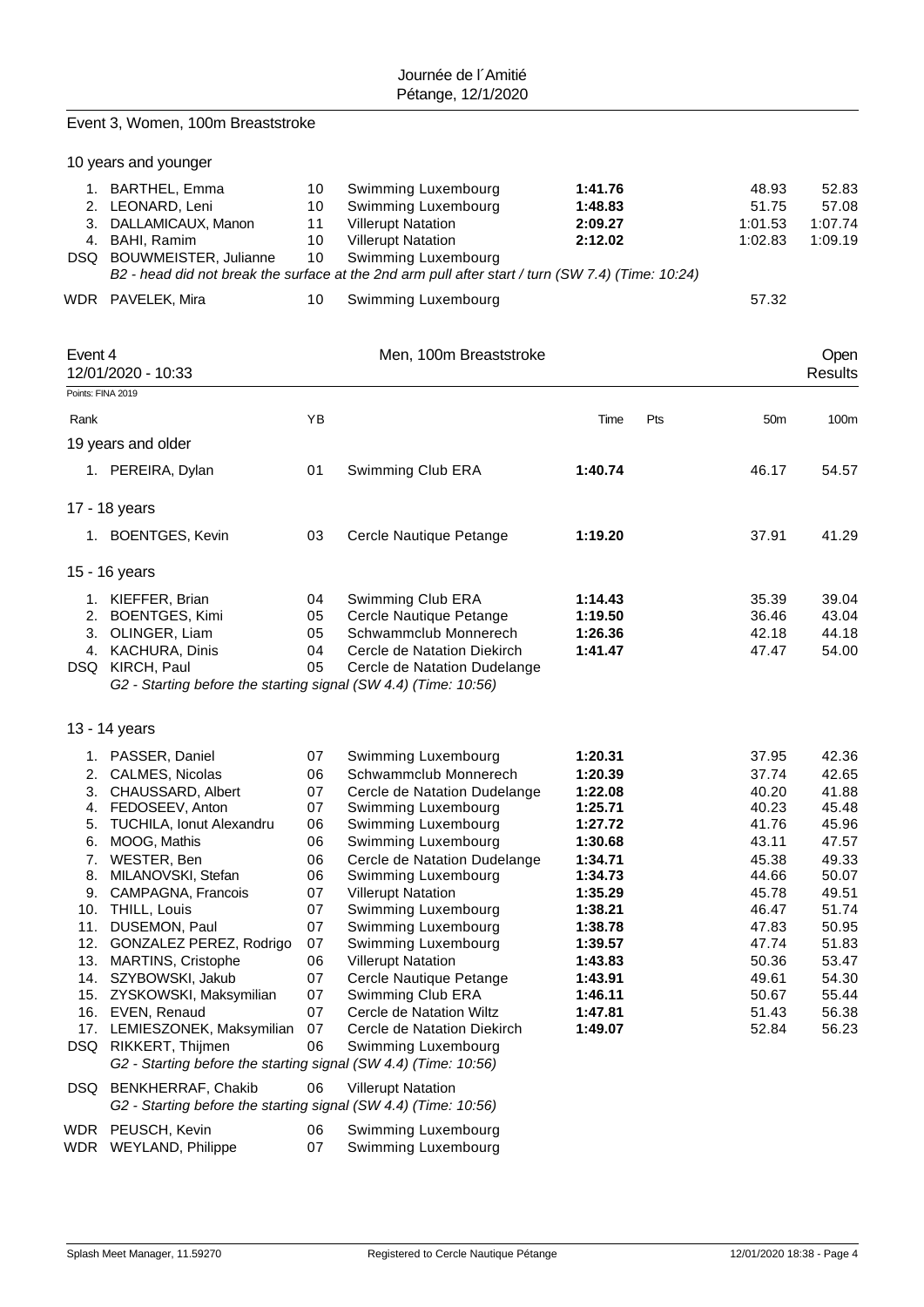## Event 3, Women, 100m Breaststroke

### 10 years and younger

| Rank | Name | YB | Club | Time | Pts | 50m | 100m |
|---|---|---|---|---|---|---|---|
| 1. | BARTHEL, Emma | 10 | Swimming Luxembourg | **1:41.76** | | 48.93 | 52.83 |
| 2. | LEONARD, Leni | 10 | Swimming Luxembourg | **1:48.83** | | 51.75 | 57.08 |
| 3. | DALLAMICAUX, Manon | 11 | Villerupt Natation | **2:09.27** | | 1:01.53 | 1:07.74 |
| 4. | BAHI, Ramim | 10 | Villerupt Natation | **2:12.02** | | 1:02.83 | 1:09.19 |
| DSQ | BOUWMEISTER, Julianne | 10 | Swimming Luxembourg | | | | |

*B2 - head did not break the surface at the 2nd arm pull after start / turn (SW 7.4) (Time: 10:24)*

| Rank | Name | YB | Club | Time | Pts | 50m | 100m |
|---|---|---|---|---|---|---|---|
| WDR | PAVELEK, Mira | 10 | Swimming Luxembourg | | | 57.32 | |

## Event 4 — Men, 100m Breaststroke — Open Results

12/01/2020 - 10:33

Points: FINA 2019

### 19 years and older

| Rank | Name | YB | Club | Time | Pts | 50m | 100m |
|---|---|---|---|---|---|---|---|
| 1. | PEREIRA, Dylan | 01 | Swimming Club ERA | **1:40.74** | | 46.17 | 54.57 |

### 17 - 18 years

| Rank | Name | YB | Club | Time | Pts | 50m | 100m |
|---|---|---|---|---|---|---|---|
| 1. | BOENTGES, Kevin | 03 | Cercle Nautique Petange | **1:19.20** | | 37.91 | 41.29 |

### 15 - 16 years

| Rank | Name | YB | Club | Time | Pts | 50m | 100m |
|---|---|---|---|---|---|---|---|
| 1. | KIEFFER, Brian | 04 | Swimming Club ERA | **1:14.43** | | 35.39 | 39.04 |
| 2. | BOENTGES, Kimi | 05 | Cercle Nautique Petange | **1:19.50** | | 36.46 | 43.04 |
| 3. | OLINGER, Liam | 05 | Schwammclub Monnerech | **1:26.36** | | 42.18 | 44.18 |
| 4. | KACHURA, Dinis | 04 | Cercle de Natation Diekirch | **1:41.47** | | 47.47 | 54.00 |
| DSQ | KIRCH, Paul | 05 | Cercle de Natation Dudelange | | | | |

*G2 - Starting before the starting signal (SW 4.4) (Time: 10:56)*

### 13 - 14 years

| Rank | Name | YB | Club | Time | Pts | 50m | 100m |
|---|---|---|---|---|---|---|---|
| 1. | PASSER, Daniel | 07 | Swimming Luxembourg | **1:20.31** | | 37.95 | 42.36 |
| 2. | CALMES, Nicolas | 06 | Schwammclub Monnerech | **1:20.39** | | 37.74 | 42.65 |
| 3. | CHAUSSARD, Albert | 07 | Cercle de Natation Dudelange | **1:22.08** | | 40.20 | 41.88 |
| 4. | FEDOSEEV, Anton | 07 | Swimming Luxembourg | **1:25.71** | | 40.23 | 45.48 |
| 5. | TUCHILA, Ionut Alexandru | 06 | Swimming Luxembourg | **1:27.72** | | 41.76 | 45.96 |
| 6. | MOOG, Mathis | 06 | Swimming Luxembourg | **1:30.68** | | 43.11 | 47.57 |
| 7. | WESTER, Ben | 06 | Cercle de Natation Dudelange | **1:34.71** | | 45.38 | 49.33 |
| 8. | MILANOVSKI, Stefan | 06 | Swimming Luxembourg | **1:34.73** | | 44.66 | 50.07 |
| 9. | CAMPAGNA, Francois | 07 | Villerupt Natation | **1:35.29** | | 45.78 | 49.51 |
| 10. | THILL, Louis | 07 | Swimming Luxembourg | **1:38.21** | | 46.47 | 51.74 |
| 11. | DUSEMON, Paul | 07 | Swimming Luxembourg | **1:38.78** | | 47.83 | 50.95 |
| 12. | GONZALEZ PEREZ, Rodrigo | 07 | Swimming Luxembourg | **1:39.57** | | 47.74 | 51.83 |
| 13. | MARTINS, Cristophe | 06 | Villerupt Natation | **1:43.83** | | 50.36 | 53.47 |
| 14. | SZYBOWSKI, Jakub | 07 | Cercle Nautique Petange | **1:43.91** | | 49.61 | 54.30 |
| 15. | ZYSKOWSKI, Maksymilian | 07 | Swimming Club ERA | **1:46.11** | | 50.67 | 55.44 |
| 16. | EVEN, Renaud | 07 | Cercle de Natation Wiltz | **1:47.81** | | 51.43 | 56.38 |
| 17. | LEMIESZONEK, Maksymilian | 07 | Cercle de Natation Diekirch | **1:49.07** | | 52.84 | 56.23 |
| DSQ | RIKKERT, Thijmen | 06 | Swimming Luxembourg | | | | |

*G2 - Starting before the starting signal (SW 4.4) (Time: 10:56)*

| Rank | Name | YB | Club | Time | Pts | 50m | 100m |
|---|---|---|---|---|---|---|---|
| DSQ | BENKHERRAF, Chakib | 06 | Villerupt Natation | | | | |

*G2 - Starting before the starting signal (SW 4.4) (Time: 10:56)*

| Rank | Name | YB | Club | Time | Pts | 50m | 100m |
|---|---|---|---|---|---|---|---|
| WDR | PEUSCH, Kevin | 06 | Swimming Luxembourg | | | | |
| WDR | WEYLAND, Philippe | 07 | Swimming Luxembourg | | | | |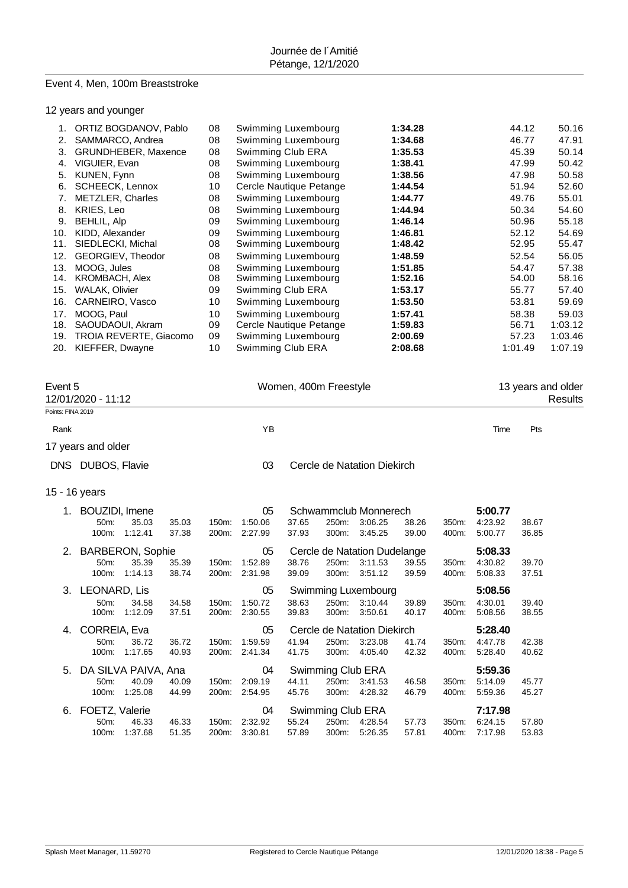## Event 4, Men, 100m Breaststroke

### 12 years and younger

| Rank | Name | YB | Club | Time | 50m | 100m |
|---|---|---|---|---|---|---|
| 1. | ORTIZ BOGDANOV, Pablo | 08 | Swimming Luxembourg | **1:34.28** | 44.12 | 50.16 |
| 2. | SAMMARCO, Andrea | 08 | Swimming Luxembourg | **1:34.68** | 46.77 | 47.91 |
| 3. | GRUNDHEBER, Maxence | 08 | Swimming Club ERA | **1:35.53** | 45.39 | 50.14 |
| 4. | VIGUIER, Evan | 08 | Swimming Luxembourg | **1:38.41** | 47.99 | 50.42 |
| 5. | KUNEN, Fynn | 08 | Swimming Luxembourg | **1:38.56** | 47.98 | 50.58 |
| 6. | SCHEECK, Lennox | 10 | Cercle Nautique Petange | **1:44.54** | 51.94 | 52.60 |
| 7. | METZLER, Charles | 08 | Swimming Luxembourg | **1:44.77** | 49.76 | 55.01 |
| 8. | KRIES, Leo | 08 | Swimming Luxembourg | **1:44.94** | 50.34 | 54.60 |
| 9. | BEHLIL, Alp | 09 | Swimming Luxembourg | **1:46.14** | 50.96 | 55.18 |
| 10. | KIDD, Alexander | 09 | Swimming Luxembourg | **1:46.81** | 52.12 | 54.69 |
| 11. | SIEDLECKI, Michal | 08 | Swimming Luxembourg | **1:48.42** | 52.95 | 55.47 |
| 12. | GEORGIEV, Theodor | 08 | Swimming Luxembourg | **1:48.59** | 52.54 | 56.05 |
| 13. | MOOG, Jules | 08 | Swimming Luxembourg | **1:51.85** | 54.47 | 57.38 |
| 14. | KROMBACH, Alex | 08 | Swimming Luxembourg | **1:52.16** | 54.00 | 58.16 |
| 15. | WALAK, Olivier | 09 | Swimming Club ERA | **1:53.17** | 55.77 | 57.40 |
| 16. | CARNEIRO, Vasco | 10 | Swimming Luxembourg | **1:53.50** | 53.81 | 59.69 |
| 17. | MOOG, Paul | 10 | Swimming Luxembourg | **1:57.41** | 58.38 | 59.03 |
| 18. | SAOUDAOUI, Akram | 09 | Cercle Nautique Petange | **1:59.83** | 56.71 | 1:03.12 |
| 19. | TROIA REVERTE, Giacomo | 09 | Swimming Luxembourg | **2:00.69** | 57.23 | 1:03.46 |
| 20. | KIEFFER, Dwayne | 10 | Swimming Club ERA | **2:08.68** | 1:01.49 | 1:07.19 |

## Event 5 — Women, 400m Freestyle — 13 years and older

12/01/2020 - 11:12 — Results

Points: FINA 2019

### 17 years and older

| Rank | Name | YB | Club | Time | Pts |
|---|---|---|---|---|---|
| DNS | DUBOS, Flavie | 03 | Cercle de Natation Diekirch | | |

### 15 - 16 years

| Rank | Name | YB | Club | Time | Pts |
|---|---|---|---|---|---|
| 1. | BOUZIDI, Imene | 05 | Schwammclub Monnerech | **5:00.77** | |
| | 50m: 35.03 (35.03) / 100m: 1:12.41 (37.38) / 150m: 1:50.06 (37.65) / 200m: 2:27.99 (37.93) / 250m: 3:06.25 (38.26) / 300m: 3:45.25 (39.00) / 350m: 4:23.92 (38.67) / 400m: 5:00.77 (36.85) | | | | |
| 2. | BARBERON, Sophie | 05 | Cercle de Natation Dudelange | **5:08.33** | |
| | 50m: 35.39 (35.39) / 100m: 1:14.13 (38.74) / 150m: 1:52.89 (38.76) / 200m: 2:31.98 (39.09) / 250m: 3:11.53 (39.55) / 300m: 3:51.12 (39.59) / 350m: 4:30.82 (39.70) / 400m: 5:08.33 (37.51) | | | | |
| 3. | LEONARD, Lis | 05 | Swimming Luxembourg | **5:08.56** | |
| | 50m: 34.58 (34.58) / 100m: 1:12.09 (37.51) / 150m: 1:50.72 (38.63) / 200m: 2:30.55 (39.83) / 250m: 3:10.44 (39.89) / 300m: 3:50.61 (40.17) / 350m: 4:30.01 (39.40) / 400m: 5:08.56 (38.55) | | | | |
| 4. | CORREIA, Eva | 05 | Cercle de Natation Diekirch | **5:28.40** | |
| | 50m: 36.72 (36.72) / 100m: 1:17.65 (40.93) / 150m: 1:59.59 (41.94) / 200m: 2:41.34 (41.75) / 250m: 3:23.08 (41.74) / 300m: 4:05.40 (42.32) / 350m: 4:47.78 (42.38) / 400m: 5:28.40 (40.62) | | | | |
| 5. | DA SILVA PAIVA, Ana | 04 | Swimming Club ERA | **5:59.36** | |
| | 50m: 40.09 (40.09) / 100m: 1:25.08 (44.99) / 150m: 2:09.19 (44.11) / 200m: 2:54.95 (45.76) / 250m: 3:41.53 (46.58) / 300m: 4:28.32 (46.79) / 350m: 5:14.09 (45.77) / 400m: 5:59.36 (45.27) | | | | |
| 6. | FOETZ, Valerie | 04 | Swimming Club ERA | **7:17.98** | |
| | 50m: 46.33 (46.33) / 100m: 1:37.68 (51.35) / 150m: 2:32.92 (55.24) / 200m: 3:30.81 (57.89) / 250m: 4:28.54 (57.73) / 300m: 5:26.35 (57.81) / 350m: 6:24.15 (57.80) / 400m: 7:17.98 (53.83) | | | | |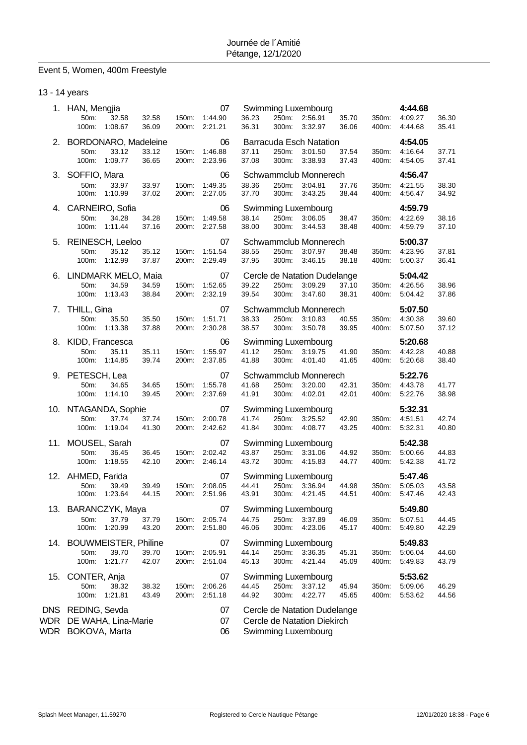Journée de l´Amitié
Pétange, 12/1/2020

## Event 5, Women, 400m Freestyle

### 13 - 14 years

| Place | Name | YoB | Club | Time |
|---|---|---|---|---|
| 1. | HAN, Mengjia | 07 | Swimming Luxembourg | **4:44.68** |
| | 50m: 32.58 32.58 / 100m: 1:08.67 36.09 / 150m: 1:44.90 36.23 / 200m: 2:21.21 36.31 / 250m: 2:56.91 35.70 / 300m: 3:32.97 36.06 / 350m: 4:09.27 36.30 / 400m: 4:44.68 35.41 | | | |
| 2. | BORDONARO, Madeleine | 06 | Barracuda Esch Natation | **4:54.05** |
| | 50m: 33.12 33.12 / 100m: 1:09.77 36.65 / 150m: 1:46.88 37.11 / 200m: 2:23.96 37.08 / 250m: 3:01.50 37.54 / 300m: 3:38.93 37.43 / 350m: 4:16.64 37.71 / 400m: 4:54.05 37.41 | | | |
| 3. | SOFFIO, Mara | 06 | Schwammclub Monnerech | **4:56.47** |
| | 50m: 33.97 33.97 / 100m: 1:10.99 37.02 / 150m: 1:49.35 38.36 / 200m: 2:27.05 37.70 / 250m: 3:04.81 37.76 / 300m: 3:43.25 38.44 / 350m: 4:21.55 38.30 / 400m: 4:56.47 34.92 | | | |
| 4. | CARNEIRO, Sofia | 06 | Swimming Luxembourg | **4:59.79** |
| | 50m: 34.28 34.28 / 100m: 1:11.44 37.16 / 150m: 1:49.58 38.14 / 200m: 2:27.58 38.00 / 250m: 3:06.05 38.47 / 300m: 3:44.53 38.48 / 350m: 4:22.69 38.16 / 400m: 4:59.79 37.10 | | | |
| 5. | REINESCH, Leeloo | 07 | Schwammclub Monnerech | **5:00.37** |
| | 50m: 35.12 35.12 / 100m: 1:12.99 37.87 / 150m: 1:51.54 38.55 / 200m: 2:29.49 37.95 / 250m: 3:07.97 38.48 / 300m: 3:46.15 38.18 / 350m: 4:23.96 37.81 / 400m: 5:00.37 36.41 | | | |
| 6. | LINDMARK MELO, Maia | 07 | Cercle de Natation Dudelange | **5:04.42** |
| | 50m: 34.59 34.59 / 100m: 1:13.43 38.84 / 150m: 1:52.65 39.22 / 200m: 2:32.19 39.54 / 250m: 3:09.29 37.10 / 300m: 3:47.60 38.31 / 350m: 4:26.56 38.96 / 400m: 5:04.42 37.86 | | | |
| 7. | THILL, Gina | 07 | Schwammclub Monnerech | **5:07.50** |
| | 50m: 35.50 35.50 / 100m: 1:13.38 37.88 / 150m: 1:51.71 38.33 / 200m: 2:30.28 38.57 / 250m: 3:10.83 40.55 / 300m: 3:50.78 39.95 / 350m: 4:30.38 39.60 / 400m: 5:07.50 37.12 | | | |
| 8. | KIDD, Francesca | 06 | Swimming Luxembourg | **5:20.68** |
| | 50m: 35.11 35.11 / 100m: 1:14.85 39.74 / 150m: 1:55.97 41.12 / 200m: 2:37.85 41.88 / 250m: 3:19.75 41.90 / 300m: 4:01.40 41.65 / 350m: 4:42.28 40.88 / 400m: 5:20.68 38.40 | | | |
| 9. | PETESCH, Lea | 07 | Schwammclub Monnerech | **5:22.76** |
| | 50m: 34.65 34.65 / 100m: 1:14.10 39.45 / 150m: 1:55.78 41.68 / 200m: 2:37.69 41.91 / 250m: 3:20.00 42.31 / 300m: 4:02.01 42.01 / 350m: 4:43.78 41.77 / 400m: 5:22.76 38.98 | | | |
| 10. | NTAGANDA, Sophie | 07 | Swimming Luxembourg | **5:32.31** |
| | 50m: 37.74 37.74 / 100m: 1:19.04 41.30 / 150m: 2:00.78 41.74 / 200m: 2:42.62 41.84 / 250m: 3:25.52 42.90 / 300m: 4:08.77 43.25 / 350m: 4:51.51 42.74 / 400m: 5:32.31 40.80 | | | |
| 11. | MOUSEL, Sarah | 07 | Swimming Luxembourg | **5:42.38** |
| | 50m: 36.45 36.45 / 100m: 1:18.55 42.10 / 150m: 2:02.42 43.87 / 200m: 2:46.14 43.72 / 250m: 3:31.06 44.92 / 300m: 4:15.83 44.77 / 350m: 5:00.66 44.83 / 400m: 5:42.38 41.72 | | | |
| 12. | AHMED, Farida | 07 | Swimming Luxembourg | **5:47.46** |
| | 50m: 39.49 39.49 / 100m: 1:23.64 44.15 / 150m: 2:08.05 44.41 / 200m: 2:51.96 43.91 / 250m: 3:36.94 44.98 / 300m: 4:21.45 44.51 / 350m: 5:05.03 43.58 / 400m: 5:47.46 42.43 | | | |
| 13. | BARANCZYK, Maya | 07 | Swimming Luxembourg | **5:49.80** |
| | 50m: 37.79 37.79 / 100m: 1:20.99 43.20 / 150m: 2:05.74 44.75 / 200m: 2:51.80 46.06 / 250m: 3:37.89 46.09 / 300m: 4:23.06 45.17 / 350m: 5:07.51 44.45 / 400m: 5:49.80 42.29 | | | |
| 14. | BOUWMEISTER, Philine | 07 | Swimming Luxembourg | **5:49.83** |
| | 50m: 39.70 39.70 / 100m: 1:21.77 42.07 / 150m: 2:05.91 44.14 / 200m: 2:51.04 45.13 / 250m: 3:36.35 45.31 / 300m: 4:21.44 45.09 / 350m: 5:06.04 44.60 / 400m: 5:49.83 43.79 | | | |
| 15. | CONTER, Anja | 07 | Swimming Luxembourg | **5:53.62** |
| | 50m: 38.32 38.32 / 100m: 1:21.81 43.49 / 150m: 2:06.26 44.45 / 200m: 2:51.18 44.92 / 250m: 3:37.12 45.94 / 300m: 4:22.77 45.65 / 350m: 5:09.06 46.29 / 400m: 5:53.62 44.56 | | | |
| DNS | REDING, Sevda | 07 | Cercle de Natation Dudelange | |
| WDR | DE WAHA, Lina-Marie | 07 | Cercle de Natation Diekirch | |
| WDR | BOKOVA, Marta | 06 | Swimming Luxembourg | |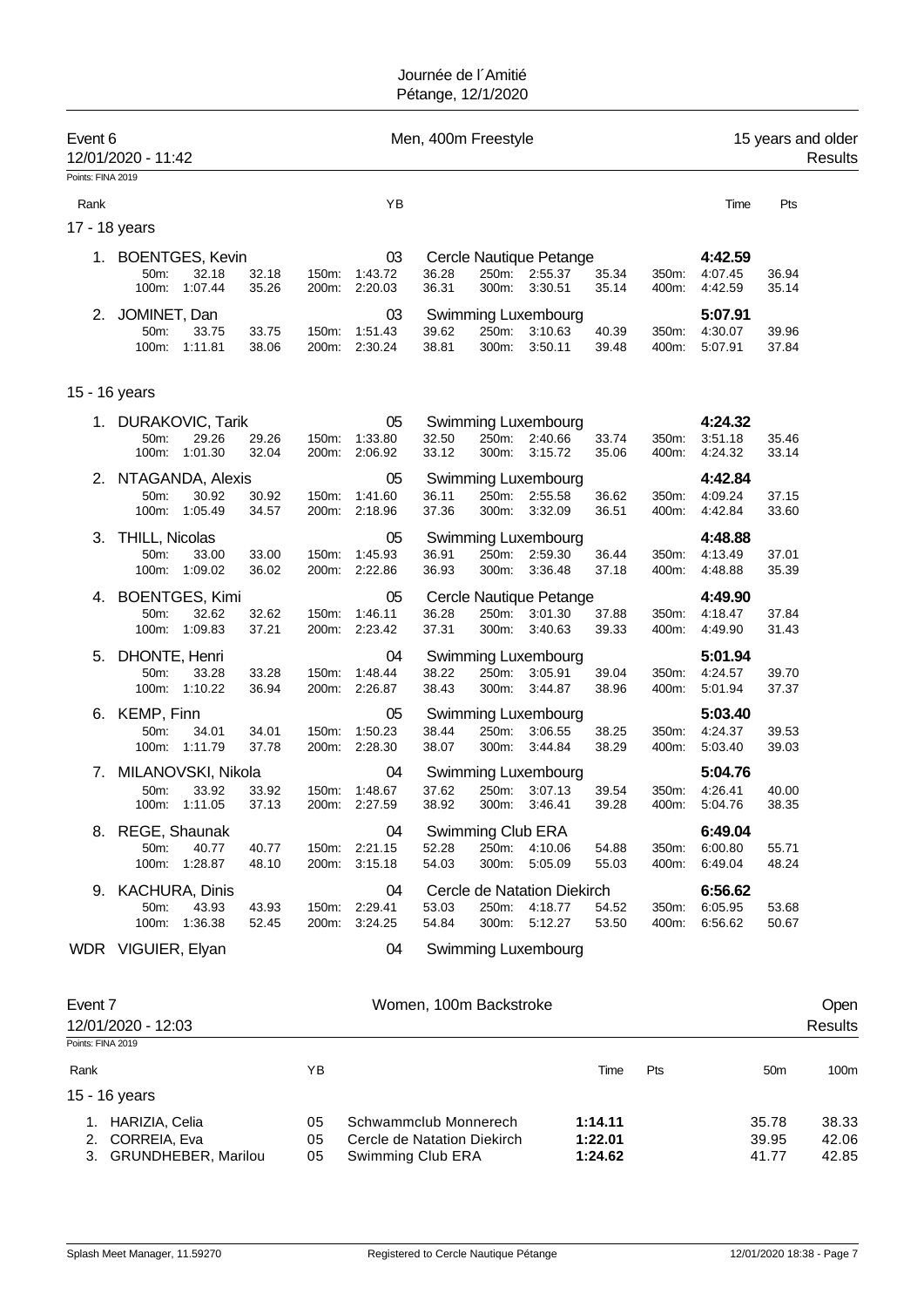Journée de l´Amitié
Pétange, 12/1/2020

## Event 6 — Men, 400m Freestyle — 15 years and older

12/01/2020 - 11:42 — Results

Points: FINA 2019

### 17 - 18 years

| Rank | Name | YB | Club | Time | Pts |
|---|---|---|---|---|---|
| 1. | BOENTGES, Kevin | 03 | Cercle Nautique Petange | 4:42.59 | |
| | 50m: 32.18 (32.18) — 100m: 1:07.44 (35.26) — 150m: 1:43.72 (36.28) — 200m: 2:20.03 (36.31) — 250m: 2:55.37 (35.34) — 300m: 3:30.51 (35.14) — 350m: 4:07.45 (36.94) — 400m: 4:42.59 (35.14) | | | | |
| 2. | JOMINET, Dan | 03 | Swimming Luxembourg | 5:07.91 | |
| | 50m: 33.75 (33.75) — 100m: 1:11.81 (38.06) — 150m: 1:51.43 (39.62) — 200m: 2:30.24 (38.81) — 250m: 3:10.63 (40.39) — 300m: 3:50.11 (39.48) — 350m: 4:30.07 (39.96) — 400m: 5:07.91 (37.84) | | | | |

### 15 - 16 years

| Rank | Name | YB | Club | Time | Pts |
|---|---|---|---|---|---|
| 1. | DURAKOVIC, Tarik | 05 | Swimming Luxembourg | 4:24.32 | |
| | 50m: 29.26 (29.26) — 100m: 1:01.30 (32.04) — 150m: 1:33.80 (32.50) — 200m: 2:06.92 (33.12) — 250m: 2:40.66 (33.74) — 300m: 3:15.72 (35.06) — 350m: 3:51.18 (35.46) — 400m: 4:24.32 (33.14) | | | | |
| 2. | NTAGANDA, Alexis | 05 | Swimming Luxembourg | 4:42.84 | |
| | 50m: 30.92 (30.92) — 100m: 1:05.49 (34.57) — 150m: 1:41.60 (36.11) — 200m: 2:18.96 (37.36) — 250m: 2:55.58 (36.62) — 300m: 3:32.09 (36.51) — 350m: 4:09.24 (37.15) — 400m: 4:42.84 (33.60) | | | | |
| 3. | THILL, Nicolas | 05 | Swimming Luxembourg | 4:48.88 | |
| | 50m: 33.00 (33.00) — 100m: 1:09.02 (36.02) — 150m: 1:45.93 (36.91) — 200m: 2:22.86 (36.93) — 250m: 2:59.30 (36.44) — 300m: 3:36.48 (37.18) — 350m: 4:13.49 (37.01) — 400m: 4:48.88 (35.39) | | | | |
| 4. | BOENTGES, Kimi | 05 | Cercle Nautique Petange | 4:49.90 | |
| | 50m: 32.62 (32.62) — 100m: 1:09.83 (37.21) — 150m: 1:46.11 (36.28) — 200m: 2:23.42 (37.31) — 250m: 3:01.30 (37.88) — 300m: 3:40.63 (39.33) — 350m: 4:18.47 (37.84) — 400m: 4:49.90 (31.43) | | | | |
| 5. | DHONTE, Henri | 04 | Swimming Luxembourg | 5:01.94 | |
| | 50m: 33.28 (33.28) — 100m: 1:10.22 (36.94) — 150m: 1:48.44 (38.22) — 200m: 2:26.87 (38.43) — 250m: 3:05.91 (39.04) — 300m: 3:44.87 (38.96) — 350m: 4:24.57 (39.70) — 400m: 5:01.94 (37.37) | | | | |
| 6. | KEMP, Finn | 05 | Swimming Luxembourg | 5:03.40 | |
| | 50m: 34.01 (34.01) — 100m: 1:11.79 (37.78) — 150m: 1:50.23 (38.44) — 200m: 2:28.30 (38.07) — 250m: 3:06.55 (38.25) — 300m: 3:44.84 (38.29) — 350m: 4:24.37 (39.53) — 400m: 5:03.40 (39.03) | | | | |
| 7. | MILANOVSKI, Nikola | 04 | Swimming Luxembourg | 5:04.76 | |
| | 50m: 33.92 (33.92) — 100m: 1:11.05 (37.13) — 150m: 1:48.67 (37.62) — 200m: 2:27.59 (38.92) — 250m: 3:07.13 (39.54) — 300m: 3:46.41 (39.28) — 350m: 4:26.41 (40.00) — 400m: 5:04.76 (38.35) | | | | |
| 8. | REGE, Shaunak | 04 | Swimming Club ERA | 6:49.04 | |
| | 50m: 40.77 (40.77) — 100m: 1:28.87 (48.10) — 150m: 2:21.15 (52.28) — 200m: 3:15.18 (54.03) — 250m: 4:10.06 (54.88) — 300m: 5:05.09 (55.03) — 350m: 6:00.80 (55.71) — 400m: 6:49.04 (48.24) | | | | |
| 9. | KACHURA, Dinis | 04 | Cercle de Natation Diekirch | 6:56.62 | |
| | 50m: 43.93 (43.93) — 100m: 1:36.38 (52.45) — 150m: 2:29.41 (53.03) — 200m: 3:24.25 (54.84) — 250m: 4:18.77 (54.52) — 300m: 5:12.27 (53.50) — 350m: 6:05.95 (53.68) — 400m: 6:56.62 (50.67) | | | | |
| WDR | VIGUIER, Elyan | 04 | Swimming Luxembourg | | |

## Event 7 — Women, 100m Backstroke — Open

12/01/2020 - 12:03 — Results

Points: FINA 2019

### 15 - 16 years

| Rank | Name | YB | Club | Time | Pts | 50m | 100m |
|---|---|---|---|---|---|---|---|
| 1. | HARIZIA, Celia | 05 | Schwammclub Monnerech | 1:14.11 | | 35.78 | 38.33 |
| 2. | CORREIA, Eva | 05 | Cercle de Natation Diekirch | 1:22.01 | | 39.95 | 42.06 |
| 3. | GRUNDHEBER, Marilou | 05 | Swimming Club ERA | 1:24.62 | | 41.77 | 42.85 |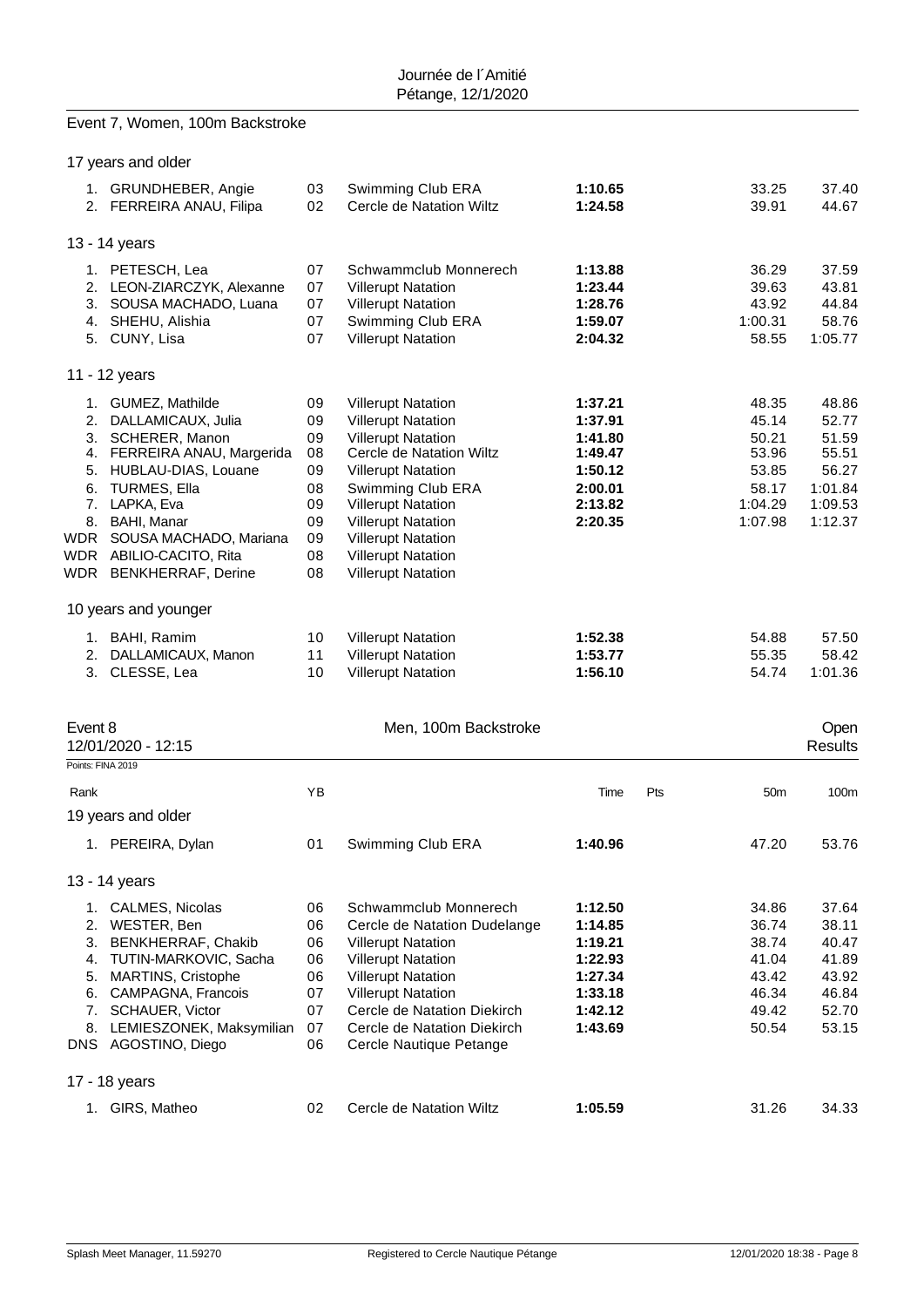Journée de l´Amitié
Pétange, 12/1/2020

## Event 7, Women, 100m Backstroke

### 17 years and older

| Rank | Name | YB | Club | Time | Pts | 50m | 100m |
|---|---|---|---|---|---|---|---|
| 1. | GRUNDHEBER, Angie | 03 | Swimming Club ERA | **1:10.65** | | 33.25 | 37.40 |
| 2. | FERREIRA ANAU, Filipa | 02 | Cercle de Natation Wiltz | **1:24.58** | | 39.91 | 44.67 |

### 13 - 14 years

| Rank | Name | YB | Club | Time | Pts | 50m | 100m |
|---|---|---|---|---|---|---|---|
| 1. | PETESCH, Lea | 07 | Schwammclub Monnerech | **1:13.88** | | 36.29 | 37.59 |
| 2. | LEON-ZIARCZYK, Alexanne | 07 | Villerupt Natation | **1:23.44** | | 39.63 | 43.81 |
| 3. | SOUSA MACHADO, Luana | 07 | Villerupt Natation | **1:28.76** | | 43.92 | 44.84 |
| 4. | SHEHU, Alishia | 07 | Swimming Club ERA | **1:59.07** | | 1:00.31 | 58.76 |
| 5. | CUNY, Lisa | 07 | Villerupt Natation | **2:04.32** | | 58.55 | 1:05.77 |

### 11 - 12 years

| Rank | Name | YB | Club | Time | Pts | 50m | 100m |
|---|---|---|---|---|---|---|---|
| 1. | GUMEZ, Mathilde | 09 | Villerupt Natation | **1:37.21** | | 48.35 | 48.86 |
| 2. | DALLAMICAUX, Julia | 09 | Villerupt Natation | **1:37.91** | | 45.14 | 52.77 |
| 3. | SCHERER, Manon | 09 | Villerupt Natation | **1:41.80** | | 50.21 | 51.59 |
| 4. | FERREIRA ANAU, Margerida | 08 | Cercle de Natation Wiltz | **1:49.47** | | 53.96 | 55.51 |
| 5. | HUBLAU-DIAS, Louane | 09 | Villerupt Natation | **1:50.12** | | 53.85 | 56.27 |
| 6. | TURMES, Ella | 08 | Swimming Club ERA | **2:00.01** | | 58.17 | 1:01.84 |
| 7. | LAPKA, Eva | 09 | Villerupt Natation | **2:13.82** | | 1:04.29 | 1:09.53 |
| 8. | BAHI, Manar | 09 | Villerupt Natation | **2:20.35** | | 1:07.98 | 1:12.37 |
| WDR | SOUSA MACHADO, Mariana | 09 | Villerupt Natation | | | | |
| WDR | ABILIO-CACITO, Rita | 08 | Villerupt Natation | | | | |
| WDR | BENKHERRAF, Derine | 08 | Villerupt Natation | | | | |

### 10 years and younger

| Rank | Name | YB | Club | Time | Pts | 50m | 100m |
|---|---|---|---|---|---|---|---|
| 1. | BAHI, Ramim | 10 | Villerupt Natation | **1:52.38** | | 54.88 | 57.50 |
| 2. | DALLAMICAUX, Manon | 11 | Villerupt Natation | **1:53.77** | | 55.35 | 58.42 |
| 3. | CLESSE, Lea | 10 | Villerupt Natation | **1:56.10** | | 54.74 | 1:01.36 |

## Event 8 — Men, 100m Backstroke — Open Results

12/01/2020 - 12:15

Points: FINA 2019

### 19 years and older

| Rank | Name | YB | Club | Time | Pts | 50m | 100m |
|---|---|---|---|---|---|---|---|
| 1. | PEREIRA, Dylan | 01 | Swimming Club ERA | **1:40.96** | | 47.20 | 53.76 |

### 13 - 14 years

| Rank | Name | YB | Club | Time | Pts | 50m | 100m |
|---|---|---|---|---|---|---|---|
| 1. | CALMES, Nicolas | 06 | Schwammclub Monnerech | **1:12.50** | | 34.86 | 37.64 |
| 2. | WESTER, Ben | 06 | Cercle de Natation Dudelange | **1:14.85** | | 36.74 | 38.11 |
| 3. | BENKHERRAF, Chakib | 06 | Villerupt Natation | **1:19.21** | | 38.74 | 40.47 |
| 4. | TUTIN-MARKOVIC, Sacha | 06 | Villerupt Natation | **1:22.93** | | 41.04 | 41.89 |
| 5. | MARTINS, Cristophe | 06 | Villerupt Natation | **1:27.34** | | 43.42 | 43.92 |
| 6. | CAMPAGNA, Francois | 07 | Villerupt Natation | **1:33.18** | | 46.34 | 46.84 |
| 7. | SCHAUER, Victor | 07 | Cercle de Natation Diekirch | **1:42.12** | | 49.42 | 52.70 |
| 8. | LEMIESZONEK, Maksymilian | 07 | Cercle de Natation Diekirch | **1:43.69** | | 50.54 | 53.15 |
| DNS | AGOSTINO, Diego | 06 | Cercle Nautique Petange | | | | |

### 17 - 18 years

| Rank | Name | YB | Club | Time | Pts | 50m | 100m |
|---|---|---|---|---|---|---|---|
| 1. | GIRS, Matheo | 02 | Cercle de Natation Wiltz | **1:05.59** | | 31.26 | 34.33 |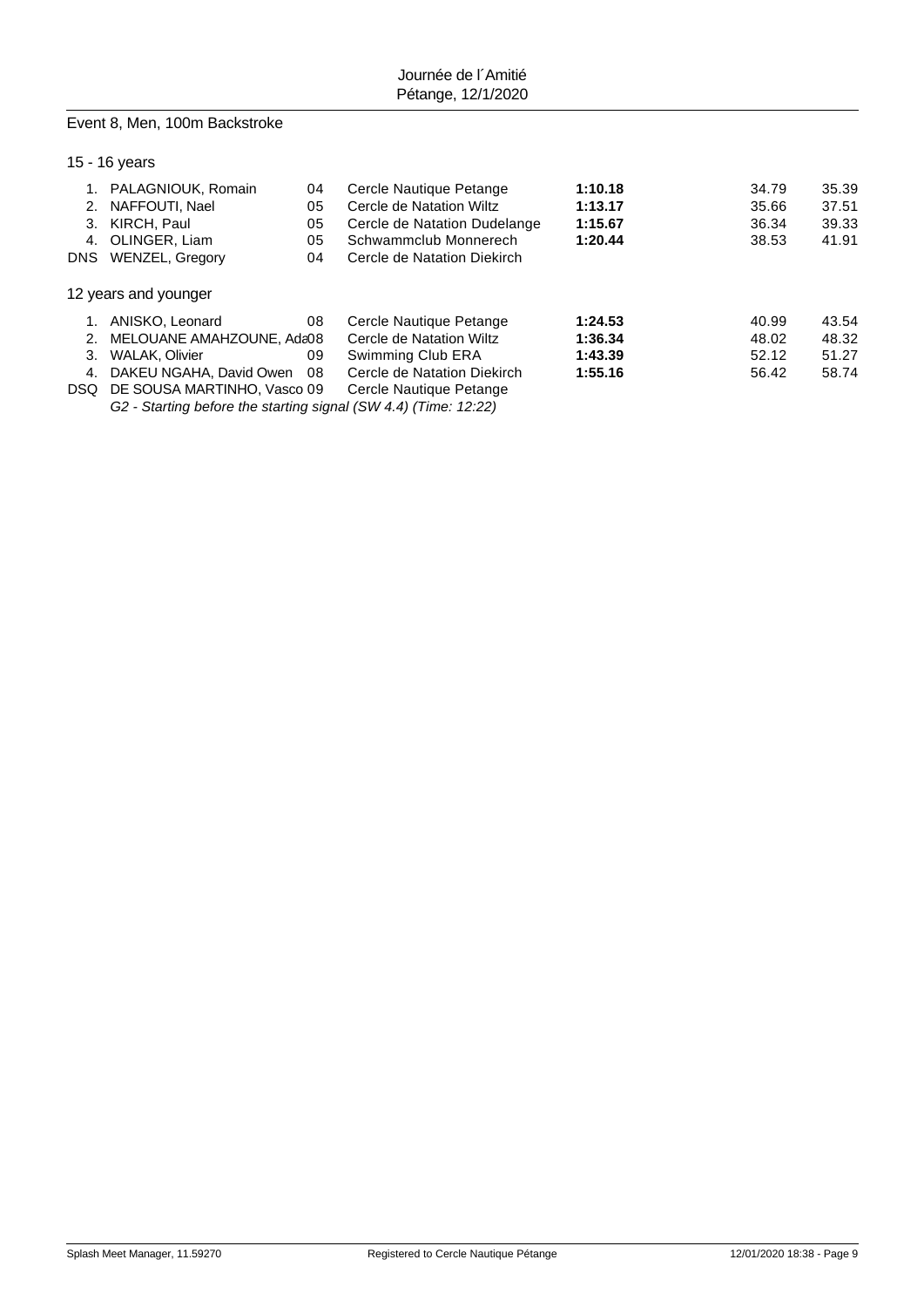Journée de l´Amitié
Pétange, 12/1/2020

## Event 8, Men, 100m Backstroke

### 15 - 16 years

| Place | Name | YoB | Club | Time | 50m | 100m |
|---|---|---|---|---|---|---|
| 1. | PALAGNIOUK, Romain | 04 | Cercle Nautique Petange | **1:10.18** | 34.79 | 35.39 |
| 2. | NAFFOUTI, Nael | 05 | Cercle de Natation Wiltz | **1:13.17** | 35.66 | 37.51 |
| 3. | KIRCH, Paul | 05 | Cercle de Natation Dudelange | **1:15.67** | 36.34 | 39.33 |
| 4. | OLINGER, Liam | 05 | Schwammclub Monnerech | **1:20.44** | 38.53 | 41.91 |
| DNS | WENZEL, Gregory | 04 | Cercle de Natation Diekirch | | | |

### 12 years and younger

| Place | Name | YoB | Club | Time | 50m | 100m |
|---|---|---|---|---|---|---|
| 1. | ANISKO, Leonard | 08 | Cercle Nautique Petange | **1:24.53** | 40.99 | 43.54 |
| 2. | MELOUANE AMAHZOUNE, Ada | 08 | Cercle de Natation Wiltz | **1:36.34** | 48.02 | 48.32 |
| 3. | WALAK, Olivier | 09 | Swimming Club ERA | **1:43.39** | 52.12 | 51.27 |
| 4. | DAKEU NGAHA, David Owen | 08 | Cercle de Natation Diekirch | **1:55.16** | 56.42 | 58.74 |
| DSQ | DE SOUSA MARTINHO, Vasco | 09 | Cercle Nautique Petange | | | |

*G2 - Starting before the starting signal (SW 4.4) (Time: 12:22)*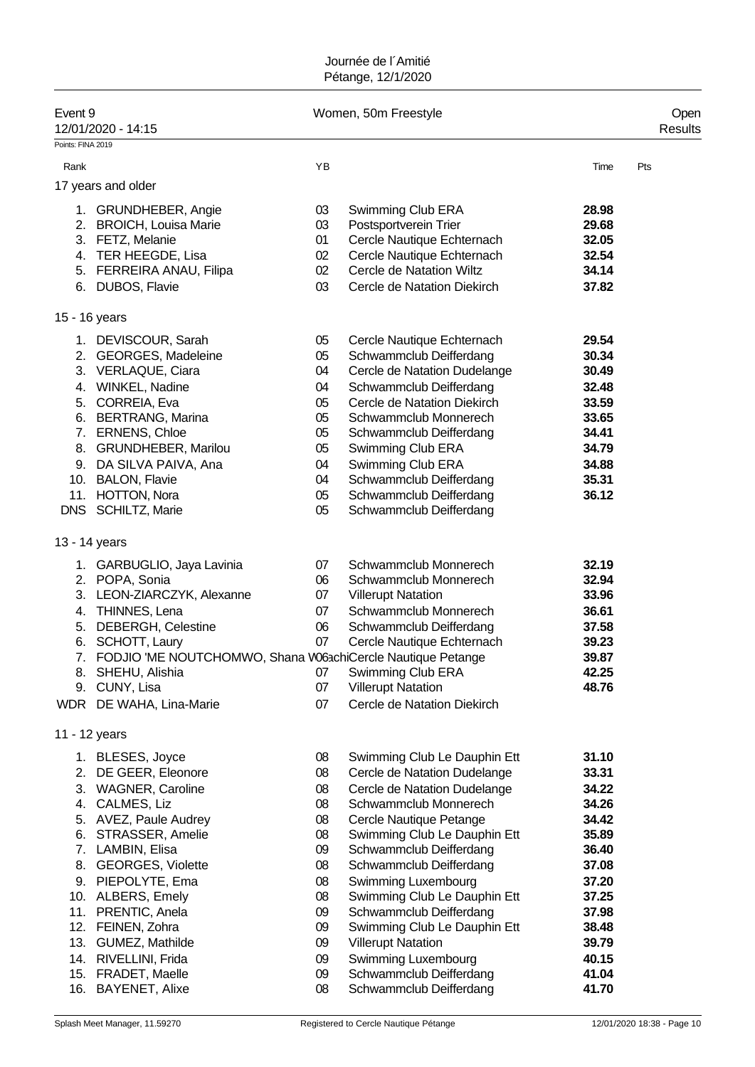Journée de l´Amitié
Pétange, 12/1/2020

| Event 9 | Women, 50m Freestyle | Open |
|---|---|---|
| 12/01/2020 - 14:15 | | Results |

Points: FINA 2019

| Rank | | YB | | Time | Pts |
|---|---|---|---|---|---|
| **17 years and older** | | | | | |
| 1. | GRUNDHEBER, Angie | 03 | Swimming Club ERA | **28.98** | |
| 2. | BROICH, Louisa Marie | 03 | Postsportverein Trier | **29.68** | |
| 3. | FETZ, Melanie | 01 | Cercle Nautique Echternach | **32.05** | |
| 4. | TER HEEGDE, Lisa | 02 | Cercle Nautique Echternach | **32.54** | |
| 5. | FERREIRA ANAU, Filipa | 02 | Cercle de Natation Wiltz | **34.14** | |
| 6. | DUBOS, Flavie | 03 | Cercle de Natation Diekirch | **37.82** | |
| **15 - 16 years** | | | | | |
| 1. | DEVISCOUR, Sarah | 05 | Cercle Nautique Echternach | **29.54** | |
| 2. | GEORGES, Madeleine | 05 | Schwammclub Deifferdang | **30.34** | |
| 3. | VERLAQUE, Ciara | 04 | Cercle de Natation Dudelange | **30.49** | |
| 4. | WINKEL, Nadine | 04 | Schwammclub Deifferdang | **32.48** | |
| 5. | CORREIA, Eva | 05 | Cercle de Natation Diekirch | **33.59** | |
| 6. | BERTRANG, Marina | 05 | Schwammclub Monnerech | **33.65** | |
| 7. | ERNENS, Chloe | 05 | Schwammclub Deifferdang | **34.41** | |
| 8. | GRUNDHEBER, Marilou | 05 | Swimming Club ERA | **34.79** | |
| 9. | DA SILVA PAIVA, Ana | 04 | Swimming Club ERA | **34.88** | |
| 10. | BALON, Flavie | 04 | Schwammclub Deifferdang | **35.31** | |
| 11. | HOTTON, Nora | 05 | Schwammclub Deifferdang | **36.12** | |
| DNS | SCHILTZ, Marie | 05 | Schwammclub Deifferdang | | |
| **13 - 14 years** | | | | | |
| 1. | GARBUGLIO, Jaya Lavinia | 07 | Schwammclub Monnerech | **32.19** | |
| 2. | POPA, Sonia | 06 | Schwammclub Monnerech | **32.94** | |
| 3. | LEON-ZIARCZYK, Alexanne | 07 | Villerupt Natation | **33.96** | |
| 4. | THINNES, Lena | 07 | Schwammclub Monnerech | **36.61** | |
| 5. | DEBERGH, Celestine | 06 | Schwammclub Deifferdang | **37.58** | |
| 6. | SCHOTT, Laury | 07 | Cercle Nautique Echternach | **39.23** | |
| 7. | FODJIO 'ME NOUTCHOMWO, Shana Wachi | 06 | Cercle Nautique Petange | **39.87** | |
| 8. | SHEHU, Alishia | 07 | Swimming Club ERA | **42.25** | |
| 9. | CUNY, Lisa | 07 | Villerupt Natation | **48.76** | |
| WDR | DE WAHA, Lina-Marie | 07 | Cercle de Natation Diekirch | | |
| **11 - 12 years** | | | | | |
| 1. | BLESES, Joyce | 08 | Swimming Club Le Dauphin Ett | **31.10** | |
| 2. | DE GEER, Eleonore | 08 | Cercle de Natation Dudelange | **33.31** | |
| 3. | WAGNER, Caroline | 08 | Cercle de Natation Dudelange | **34.22** | |
| 4. | CALMES, Liz | 08 | Schwammclub Monnerech | **34.26** | |
| 5. | AVEZ, Paule Audrey | 08 | Cercle Nautique Petange | **34.42** | |
| 6. | STRASSER, Amelie | 08 | Swimming Club Le Dauphin Ett | **35.89** | |
| 7. | LAMBIN, Elisa | 09 | Schwammclub Deifferdang | **36.40** | |
| 8. | GEORGES, Violette | 08 | Schwammclub Deifferdang | **37.08** | |
| 9. | PIEPOLYTE, Ema | 08 | Swimming Luxembourg | **37.20** | |
| 10. | ALBERS, Emely | 08 | Swimming Club Le Dauphin Ett | **37.25** | |
| 11. | PRENTIC, Anela | 09 | Schwammclub Deifferdang | **37.98** | |
| 12. | FEINEN, Zohra | 09 | Swimming Club Le Dauphin Ett | **38.48** | |
| 13. | GUMEZ, Mathilde | 09 | Villerupt Natation | **39.79** | |
| 14. | RIVELLINI, Frida | 09 | Swimming Luxembourg | **40.15** | |
| 15. | FRADET, Maelle | 09 | Schwammclub Deifferdang | **41.04** | |
| 16. | BAYENET, Alixe | 08 | Schwammclub Deifferdang | **41.70** | |

Splash Meet Manager, 11.59270 | Registered to Cercle Nautique Pétange | 12/01/2020 18:38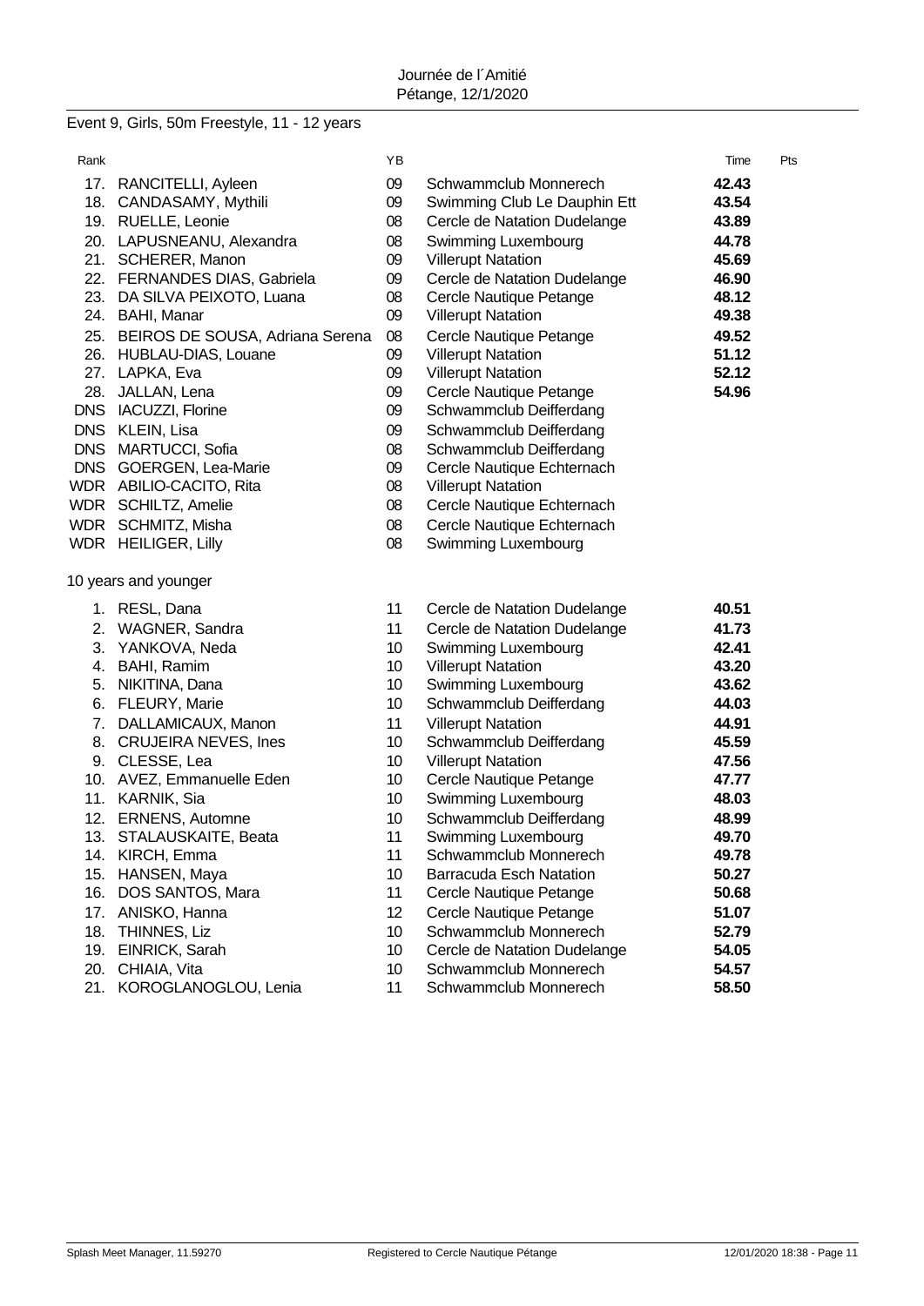Event 9, Girls, 50m Freestyle, 11 - 12 years

| Rank | | YB | | Time | Pts |
|---|---|---|---|---|---|
| 17. | RANCITELLI, Ayleen | 09 | Schwammclub Monnerech | **42.43** | |
| 18. | CANDASAMY, Mythili | 09 | Swimming Club Le Dauphin Ett | **43.54** | |
| 19. | RUELLE, Leonie | 08 | Cercle de Natation Dudelange | **43.89** | |
| 20. | LAPUSNEANU, Alexandra | 08 | Swimming Luxembourg | **44.78** | |
| 21. | SCHERER, Manon | 09 | Villerupt Natation | **45.69** | |
| 22. | FERNANDES DIAS, Gabriela | 09 | Cercle de Natation Dudelange | **46.90** | |
| 23. | DA SILVA PEIXOTO, Luana | 08 | Cercle Nautique Petange | **48.12** | |
| 24. | BAHI, Manar | 09 | Villerupt Natation | **49.38** | |
| 25. | BEIROS DE SOUSA, Adriana Serena | 08 | Cercle Nautique Petange | **49.52** | |
| 26. | HUBLAU-DIAS, Louane | 09 | Villerupt Natation | **51.12** | |
| 27. | LAPKA, Eva | 09 | Villerupt Natation | **52.12** | |
| 28. | JALLAN, Lena | 09 | Cercle Nautique Petange | **54.96** | |
| DNS | IACUZZI, Florine | 09 | Schwammclub Deifferdang | | |
| DNS | KLEIN, Lisa | 09 | Schwammclub Deifferdang | | |
| DNS | MARTUCCI, Sofia | 08 | Schwammclub Deifferdang | | |
| DNS | GOERGEN, Lea-Marie | 09 | Cercle Nautique Echternach | | |
| WDR | ABILIO-CACITO, Rita | 08 | Villerupt Natation | | |
| WDR | SCHILTZ, Amelie | 08 | Cercle Nautique Echternach | | |
| WDR | SCHMITZ, Misha | 08 | Cercle Nautique Echternach | | |
| WDR | HEILIGER, Lilly | 08 | Swimming Luxembourg | | |

10 years and younger

| Rank | | YB | | Time | Pts |
|---|---|---|---|---|---|
| 1. | RESL, Dana | 11 | Cercle de Natation Dudelange | **40.51** | |
| 2. | WAGNER, Sandra | 11 | Cercle de Natation Dudelange | **41.73** | |
| 3. | YANKOVA, Neda | 10 | Swimming Luxembourg | **42.41** | |
| 4. | BAHI, Ramim | 10 | Villerupt Natation | **43.20** | |
| 5. | NIKITINA, Dana | 10 | Swimming Luxembourg | **43.62** | |
| 6. | FLEURY, Marie | 10 | Schwammclub Deifferdang | **44.03** | |
| 7. | DALLAMICAUX, Manon | 11 | Villerupt Natation | **44.91** | |
| 8. | CRUJEIRA NEVES, Ines | 10 | Schwammclub Deifferdang | **45.59** | |
| 9. | CLESSE, Lea | 10 | Villerupt Natation | **47.56** | |
| 10. | AVEZ, Emmanuelle Eden | 10 | Cercle Nautique Petange | **47.77** | |
| 11. | KARNIK, Sia | 10 | Swimming Luxembourg | **48.03** | |
| 12. | ERNENS, Automne | 10 | Schwammclub Deifferdang | **48.99** | |
| 13. | STALAUSKAITE, Beata | 11 | Swimming Luxembourg | **49.70** | |
| 14. | KIRCH, Emma | 11 | Schwammclub Monnerech | **49.78** | |
| 15. | HANSEN, Maya | 10 | Barracuda Esch Natation | **50.27** | |
| 16. | DOS SANTOS, Mara | 11 | Cercle Nautique Petange | **50.68** | |
| 17. | ANISKO, Hanna | 12 | Cercle Nautique Petange | **51.07** | |
| 18. | THINNES, Liz | 10 | Schwammclub Monnerech | **52.79** | |
| 19. | EINRICK, Sarah | 10 | Cercle de Natation Dudelange | **54.05** | |
| 20. | CHIAIA, Vita | 10 | Schwammclub Monnerech | **54.57** | |
| 21. | KOROGLANOGLOU, Lenia | 11 | Schwammclub Monnerech | **58.50** | |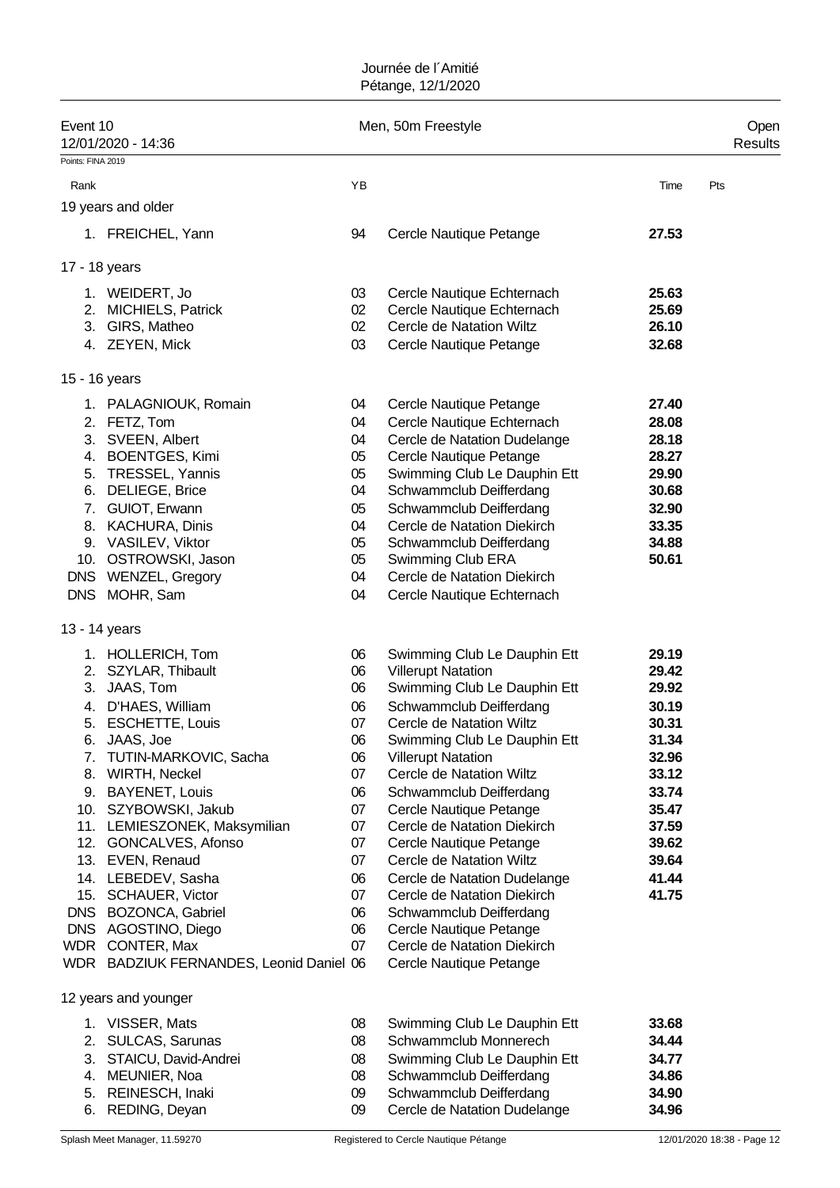Journée de l´Amitié
Pétange, 12/1/2020

## Event 10 — Men, 50m Freestyle — Open Results

12/01/2020 - 14:36

Points: FINA 2019

| Rank | | YB | | Time | Pts |
|---|---|---|---|---|---|
| **19 years and older** | | | | | |
| 1. | FREICHEL, Yann | 94 | Cercle Nautique Petange | **27.53** | |
| **17 - 18 years** | | | | | |
| 1. | WEIDERT, Jo | 03 | Cercle Nautique Echternach | **25.63** | |
| 2. | MICHIELS, Patrick | 02 | Cercle Nautique Echternach | **25.69** | |
| 3. | GIRS, Matheo | 02 | Cercle de Natation Wiltz | **26.10** | |
| 4. | ZEYEN, Mick | 03 | Cercle Nautique Petange | **32.68** | |
| **15 - 16 years** | | | | | |
| 1. | PALAGNIOUK, Romain | 04 | Cercle Nautique Petange | **27.40** | |
| 2. | FETZ, Tom | 04 | Cercle Nautique Echternach | **28.08** | |
| 3. | SVEEN, Albert | 04 | Cercle de Natation Dudelange | **28.18** | |
| 4. | BOENTGES, Kimi | 05 | Cercle Nautique Petange | **28.27** | |
| 5. | TRESSEL, Yannis | 05 | Swimming Club Le Dauphin Ett | **29.90** | |
| 6. | DELIEGE, Brice | 04 | Schwammclub Deifferdang | **30.68** | |
| 7. | GUIOT, Erwann | 05 | Schwammclub Deifferdang | **32.90** | |
| 8. | KACHURA, Dinis | 04 | Cercle de Natation Diekirch | **33.35** | |
| 9. | VASILEV, Viktor | 05 | Schwammclub Deifferdang | **34.88** | |
| 10. | OSTROWSKI, Jason | 05 | Swimming Club ERA | **50.61** | |
| DNS | WENZEL, Gregory | 04 | Cercle de Natation Diekirch | | |
| DNS | MOHR, Sam | 04 | Cercle Nautique Echternach | | |
| **13 - 14 years** | | | | | |
| 1. | HOLLERICH, Tom | 06 | Swimming Club Le Dauphin Ett | **29.19** | |
| 2. | SZYLAR, Thibault | 06 | Villerupt Natation | **29.42** | |
| 3. | JAAS, Tom | 06 | Swimming Club Le Dauphin Ett | **29.92** | |
| 4. | D'HAES, William | 06 | Schwammclub Deifferdang | **30.19** | |
| 5. | ESCHETTE, Louis | 07 | Cercle de Natation Wiltz | **30.31** | |
| 6. | JAAS, Joe | 06 | Swimming Club Le Dauphin Ett | **31.34** | |
| 7. | TUTIN-MARKOVIC, Sacha | 06 | Villerupt Natation | **32.96** | |
| 8. | WIRTH, Neckel | 07 | Cercle de Natation Wiltz | **33.12** | |
| 9. | BAYENET, Louis | 06 | Schwammclub Deifferdang | **33.74** | |
| 10. | SZYBOWSKI, Jakub | 07 | Cercle Nautique Petange | **35.47** | |
| 11. | LEMIESZONEK, Maksymilian | 07 | Cercle de Natation Diekirch | **37.59** | |
| 12. | GONCALVES, Afonso | 07 | Cercle Nautique Petange | **39.62** | |
| 13. | EVEN, Renaud | 07 | Cercle de Natation Wiltz | **39.64** | |
| 14. | LEBEDEV, Sasha | 06 | Cercle de Natation Dudelange | **41.44** | |
| 15. | SCHAUER, Victor | 07 | Cercle de Natation Diekirch | **41.75** | |
| DNS | BOZONCA, Gabriel | 06 | Schwammclub Deifferdang | | |
| DNS | AGOSTINO, Diego | 06 | Cercle Nautique Petange | | |
| WDR | CONTER, Max | 07 | Cercle de Natation Diekirch | | |
| WDR | BADZIUK FERNANDES, Leonid Daniel | 06 | Cercle Nautique Petange | | |
| **12 years and younger** | | | | | |
| 1. | VISSER, Mats | 08 | Swimming Club Le Dauphin Ett | **33.68** | |
| 2. | SULCAS, Sarunas | 08 | Schwammclub Monnerech | **34.44** | |
| 3. | STAICU, David-Andrei | 08 | Swimming Club Le Dauphin Ett | **34.77** | |
| 4. | MEUNIER, Noa | 08 | Schwammclub Deifferdang | **34.86** | |
| 5. | REINESCH, Inaki | 09 | Schwammclub Deifferdang | **34.90** | |
| 6. | REDING, Deyan | 09 | Cercle de Natation Dudelange | **34.96** | |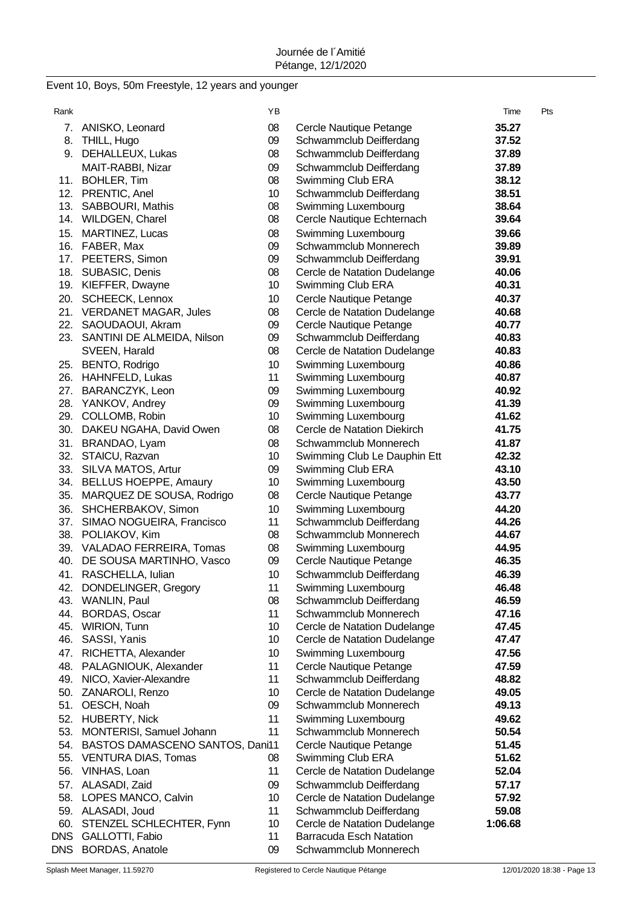Journée de l´Amitié
Pétange, 12/1/2020

## Event 10, Boys, 50m Freestyle, 12 years and younger

| Rank | | YB | | Time | Pts |
|---|---|---|---|---|---|
| 7. | ANISKO, Leonard | 08 | Cercle Nautique Petange | **35.27** | |
| 8. | THILL, Hugo | 09 | Schwammclub Deifferdang | **37.52** | |
| 9. | DEHALLEUX, Lukas | 08 | Schwammclub Deifferdang | **37.89** | |
| | MAIT-RABBI, Nizar | 09 | Schwammclub Deifferdang | **37.89** | |
| 11. | BOHLER, Tim | 08 | Swimming Club ERA | **38.12** | |
| 12. | PRENTIC, Anel | 10 | Schwammclub Deifferdang | **38.51** | |
| 13. | SABBOURI, Mathis | 08 | Swimming Luxembourg | **38.64** | |
| 14. | WILDGEN, Charel | 08 | Cercle Nautique Echternach | **39.64** | |
| 15. | MARTINEZ, Lucas | 08 | Swimming Luxembourg | **39.66** | |
| 16. | FABER, Max | 09 | Schwammclub Monnerech | **39.89** | |
| 17. | PEETERS, Simon | 09 | Schwammclub Deifferdang | **39.91** | |
| 18. | SUBASIC, Denis | 08 | Cercle de Natation Dudelange | **40.06** | |
| 19. | KIEFFER, Dwayne | 10 | Swimming Club ERA | **40.31** | |
| 20. | SCHEECK, Lennox | 10 | Cercle Nautique Petange | **40.37** | |
| 21. | VERDANET MAGAR, Jules | 08 | Cercle de Natation Dudelange | **40.68** | |
| 22. | SAOUDAOUI, Akram | 09 | Cercle Nautique Petange | **40.77** | |
| 23. | SANTINI DE ALMEIDA, Nilson | 09 | Schwammclub Deifferdang | **40.83** | |
| | SVEEN, Harald | 08 | Cercle de Natation Dudelange | **40.83** | |
| 25. | BENTO, Rodrigo | 10 | Swimming Luxembourg | **40.86** | |
| 26. | HAHNFELD, Lukas | 11 | Swimming Luxembourg | **40.87** | |
| 27. | BARANCZYK, Leon | 09 | Swimming Luxembourg | **40.92** | |
| 28. | YANKOV, Andrey | 09 | Swimming Luxembourg | **41.39** | |
| 29. | COLLOMB, Robin | 10 | Swimming Luxembourg | **41.62** | |
| 30. | DAKEU NGAHA, David Owen | 08 | Cercle de Natation Diekirch | **41.75** | |
| 31. | BRANDAO, Lyam | 08 | Schwammclub Monnerech | **41.87** | |
| 32. | STAICU, Razvan | 10 | Swimming Club Le Dauphin Ett | **42.32** | |
| 33. | SILVA MATOS, Artur | 09 | Swimming Club ERA | **43.10** | |
| 34. | BELLUS HOEPPE, Amaury | 10 | Swimming Luxembourg | **43.50** | |
| 35. | MARQUEZ DE SOUSA, Rodrigo | 08 | Cercle Nautique Petange | **43.77** | |
| 36. | SHCHERBAKOV, Simon | 10 | Swimming Luxembourg | **44.20** | |
| 37. | SIMAO NOGUEIRA, Francisco | 11 | Schwammclub Deifferdang | **44.26** | |
| 38. | POLIAKOV, Kim | 08 | Schwammclub Monnerech | **44.67** | |
| 39. | VALADAO FERREIRA, Tomas | 08 | Swimming Luxembourg | **44.95** | |
| 40. | DE SOUSA MARTINHO, Vasco | 09 | Cercle Nautique Petange | **46.35** | |
| 41. | RASCHELLA, Iulian | 10 | Schwammclub Deifferdang | **46.39** | |
| 42. | DONDELINGER, Gregory | 11 | Swimming Luxembourg | **46.48** | |
| 43. | WANLIN, Paul | 08 | Schwammclub Deifferdang | **46.59** | |
| 44. | BORDAS, Oscar | 11 | Schwammclub Monnerech | **47.16** | |
| 45. | WIRION, Tunn | 10 | Cercle de Natation Dudelange | **47.45** | |
| 46. | SASSI, Yanis | 10 | Cercle de Natation Dudelange | **47.47** | |
| 47. | RICHETTA, Alexander | 10 | Swimming Luxembourg | **47.56** | |
| 48. | PALAGNIOUK, Alexander | 11 | Cercle Nautique Petange | **47.59** | |
| 49. | NICO, Xavier-Alexandre | 11 | Schwammclub Deifferdang | **48.82** | |
| 50. | ZANAROLI, Renzo | 10 | Cercle de Natation Dudelange | **49.05** | |
| 51. | OESCH, Noah | 09 | Schwammclub Monnerech | **49.13** | |
| 52. | HUBERTY, Nick | 11 | Swimming Luxembourg | **49.62** | |
| 53. | MONTERISI, Samuel Johann | 11 | Schwammclub Monnerech | **50.54** | |
| 54. | BASTOS DAMASCENO SANTOS, Dani | 11 | Cercle Nautique Petange | **51.45** | |
| 55. | VENTURA DIAS, Tomas | 08 | Swimming Club ERA | **51.62** | |
| 56. | VINHAS, Loan | 11 | Cercle de Natation Dudelange | **52.04** | |
| 57. | ALASADI, Zaid | 09 | Schwammclub Deifferdang | **57.17** | |
| 58. | LOPES MANCO, Calvin | 10 | Cercle de Natation Dudelange | **57.92** | |
| 59. | ALASADI, Joud | 11 | Schwammclub Deifferdang | **59.08** | |
| 60. | STENZEL SCHLECHTER, Fynn | 10 | Cercle de Natation Dudelange | **1:06.68** | |
| DNS | GALLOTTI, Fabio | 11 | Barracuda Esch Natation | | |
| DNS | BORDAS, Anatole | 09 | Schwammclub Monnerech | | |

Splash Meet Manager, 11.59270 | Registered to Cercle Nautique Pétange | 12/01/2020 18:38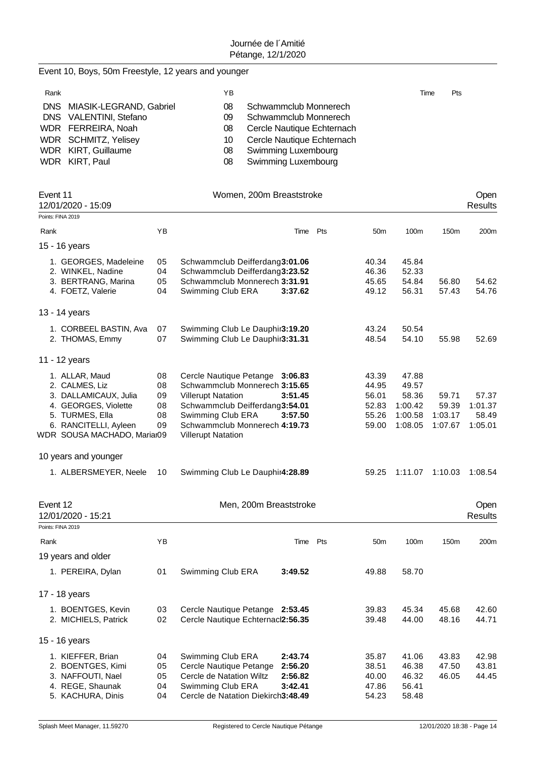Journée de l´Amitié
Pétange, 12/1/2020

## Event 10, Boys, 50m Freestyle, 12 years and younger

| Rank | | YB | | Time | Pts |
|---|---|---|---|---|---|
| DNS | MIASIK-LEGRAND, Gabriel | 08 | Schwammclub Monnerech | | |
| DNS | VALENTINI, Stefano | 09 | Schwammclub Monnerech | | |
| WDR | FERREIRA, Noah | 08 | Cercle Nautique Echternach | | |
| WDR | SCHMITZ, Yelisey | 10 | Cercle Nautique Echternach | | |
| WDR | KIRT, Guillaume | 08 | Swimming Luxembourg | | |
| WDR | KIRT, Paul | 08 | Swimming Luxembourg | | |

## Event 11 — Women, 200m Breaststroke — Open Results

12/01/2020 - 15:09

Points: FINA 2019

| Rank | | YB | | Time | Pts | 50m | 100m | 150m | 200m |
|---|---|---|---|---|---|---|---|---|---|
| **15 - 16 years** | | | | | | | | | |
| 1. | GEORGES, Madeleine | 05 | Schwammclub Deifferdang | **3:01.06** | | 40.34 | 45.84 | | |
| 2. | WINKEL, Nadine | 04 | Schwammclub Deifferdang | **3:23.52** | | 46.36 | 52.33 | | |
| 3. | BERTRANG, Marina | 05 | Schwammclub Monnerech | **3:31.91** | | 45.65 | 54.84 | 56.80 | 54.62 |
| 4. | FOETZ, Valerie | 04 | Swimming Club ERA | **3:37.62** | | 49.12 | 56.31 | 57.43 | 54.76 |
| **13 - 14 years** | | | | | | | | | |
| 1. | CORBEEL BASTIN, Ava | 07 | Swimming Club Le Dauphin | **3:19.20** | | 43.24 | 50.54 | | |
| 2. | THOMAS, Emmy | 07 | Swimming Club Le Dauphin | **3:31.31** | | 48.54 | 54.10 | 55.98 | 52.69 |
| **11 - 12 years** | | | | | | | | | |
| 1. | ALLAR, Maud | 08 | Cercle Nautique Petange | **3:06.83** | | 43.39 | 47.88 | | |
| 2. | CALMES, Liz | 08 | Schwammclub Monnerech | **3:15.65** | | 44.95 | 49.57 | | |
| 3. | DALLAMICAUX, Julia | 09 | Villerupt Natation | **3:51.45** | | 56.01 | 58.36 | 59.71 | 57.37 |
| 4. | GEORGES, Violette | 08 | Schwammclub Deifferdang | **3:54.01** | | 52.83 | 1:00.42 | 59.39 | 1:01.37 |
| 5. | TURMES, Ella | 08 | Swimming Club ERA | **3:57.50** | | 55.26 | 1:00.58 | 1:03.17 | 58.49 |
| 6. | RANCITELLI, Ayleen | 09 | Schwammclub Monnerech | **4:19.73** | | 59.00 | 1:08.05 | 1:07.67 | 1:05.01 |
| WDR | SOUSA MACHADO, Mariana | 09 | Villerupt Natation | | | | | | |
| **10 years and younger** | | | | | | | | | |
| 1. | ALBERSMEYER, Neele | 10 | Swimming Club Le Dauphin | **4:28.89** | | 59.25 | 1:11.07 | 1:10.03 | 1:08.54 |

## Event 12 — Men, 200m Breaststroke — Open Results

12/01/2020 - 15:21

Points: FINA 2019

| Rank | | YB | | Time | Pts | 50m | 100m | 150m | 200m |
|---|---|---|---|---|---|---|---|---|---|
| **19 years and older** | | | | | | | | | |
| 1. | PEREIRA, Dylan | 01 | Swimming Club ERA | **3:49.52** | | 49.88 | 58.70 | | |
| **17 - 18 years** | | | | | | | | | |
| 1. | BOENTGES, Kevin | 03 | Cercle Nautique Petange | **2:53.45** | | 39.83 | 45.34 | 45.68 | 42.60 |
| 2. | MICHIELS, Patrick | 02 | Cercle Nautique Echternach | **2:56.35** | | 39.48 | 44.00 | 48.16 | 44.71 |
| **15 - 16 years** | | | | | | | | | |
| 1. | KIEFFER, Brian | 04 | Swimming Club ERA | **2:43.74** | | 35.87 | 41.06 | 43.83 | 42.98 |
| 2. | BOENTGES, Kimi | 05 | Cercle Nautique Petange | **2:56.20** | | 38.51 | 46.38 | 47.50 | 43.81 |
| 3. | NAFFOUTI, Nael | 05 | Cercle de Natation Wiltz | **2:56.82** | | 40.00 | 46.32 | 46.05 | 44.45 |
| 4. | REGE, Shaunak | 04 | Swimming Club ERA | **3:42.41** | | 47.86 | 56.41 | | |
| 5. | KACHURA, Dinis | 04 | Cercle de Natation Diekirch | **3:48.49** | | 54.23 | 58.48 | | |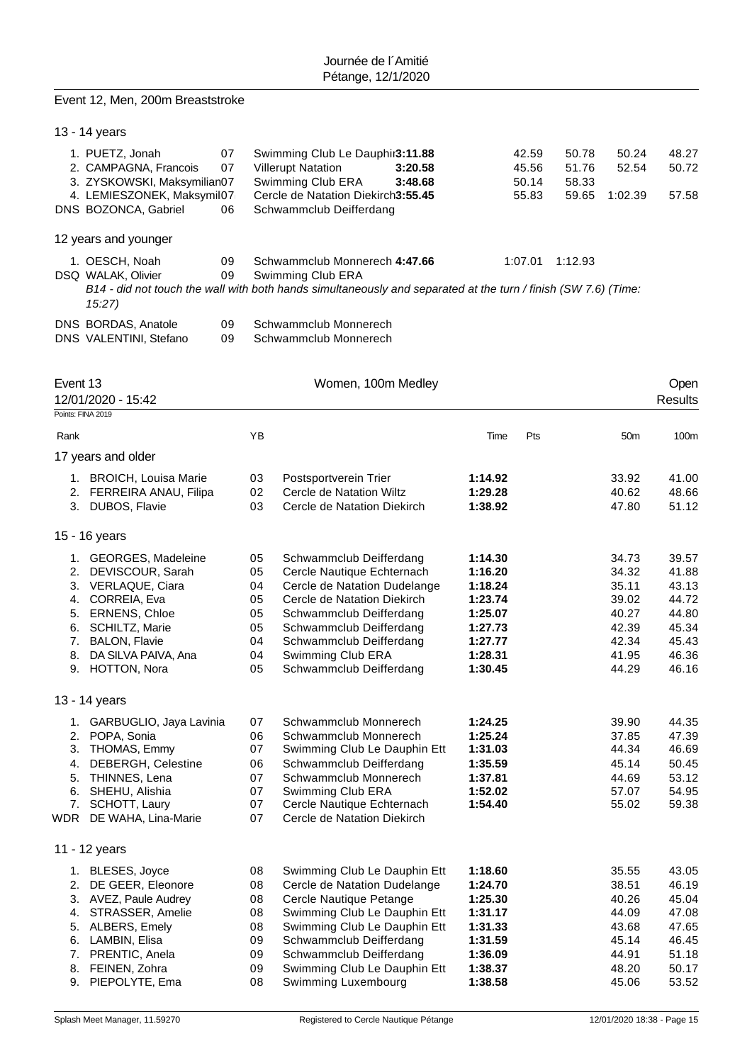## Event 12, Men, 200m Breaststroke

### 13 - 14 years

| Rank | Name | YB | Club | Time | 50m | 100m | 150m | 200m |
|---|---|---|---|---|---|---|---|---|
| 1. | PUETZ, Jonah | 07 | Swimming Club Le Dauphin Ett | 3:11.88 | 42.59 | 50.78 | 50.24 | 48.27 |
| 2. | CAMPAGNA, Francois | 07 | Villerupt Natation | 3:20.58 | 45.56 | 51.76 | 52.54 | 50.72 |
| 3. | ZYSKOWSKI, Maksymilian | 07 | Swimming Club ERA | 3:48.68 | 50.14 | 58.33 | | |
| 4. | LEMIESZONEK, Maksymil | 07 | Cercle de Natation Diekirch | 3:55.45 | 55.83 | 59.65 | 1:02.39 | 57.58 |
| DNS | BOZONCA, Gabriel | 06 | Schwammclub Deifferdang | | | | | |

### 12 years and younger

| Rank | Name | YB | Club | Time | 50m | 100m | 150m | 200m |
|---|---|---|---|---|---|---|---|---|
| 1. | OESCH, Noah | 09 | Schwammclub Monnerech | 4:47.66 | 1:07.01 | 1:12.93 | | |
| DSQ | WALAK, Olivier | 09 | Swimming Club ERA | | | | | |

*B14 - did not touch the wall with both hands simultaneously and separated at the turn / finish (SW 7.6) (Time: 15:27)*

| Rank | Name | YB | Club |
|---|---|---|---|
| DNS | BORDAS, Anatole | 09 | Schwammclub Monnerech |
| DNS | VALENTINI, Stefano | 09 | Schwammclub Monnerech |

## Event 13 — Women, 100m Medley — Open

12/01/2020 - 15:42 — Results

Points: FINA 2019

### 17 years and older

| Rank | Name | YB | Club | Time | Pts | 50m | 100m |
|---|---|---|---|---|---|---|---|
| 1. | BROICH, Louisa Marie | 03 | Postsportverein Trier | 1:14.92 | | 33.92 | 41.00 |
| 2. | FERREIRA ANAU, Filipa | 02 | Cercle de Natation Wiltz | 1:29.28 | | 40.62 | 48.66 |
| 3. | DUBOS, Flavie | 03 | Cercle de Natation Diekirch | 1:38.92 | | 47.80 | 51.12 |

### 15 - 16 years

| Rank | Name | YB | Club | Time | Pts | 50m | 100m |
|---|---|---|---|---|---|---|---|
| 1. | GEORGES, Madeleine | 05 | Schwammclub Deifferdang | 1:14.30 | | 34.73 | 39.57 |
| 2. | DEVISCOUR, Sarah | 05 | Cercle Nautique Echternach | 1:16.20 | | 34.32 | 41.88 |
| 3. | VERLAQUE, Ciara | 04 | Cercle de Natation Dudelange | 1:18.24 | | 35.11 | 43.13 |
| 4. | CORREIA, Eva | 05 | Cercle de Natation Diekirch | 1:23.74 | | 39.02 | 44.72 |
| 5. | ERNENS, Chloe | 05 | Schwammclub Deifferdang | 1:25.07 | | 40.27 | 44.80 |
| 6. | SCHILTZ, Marie | 05 | Schwammclub Deifferdang | 1:27.73 | | 42.39 | 45.34 |
| 7. | BALON, Flavie | 04 | Schwammclub Deifferdang | 1:27.77 | | 42.34 | 45.43 |
| 8. | DA SILVA PAIVA, Ana | 04 | Swimming Club ERA | 1:28.31 | | 41.95 | 46.36 |
| 9. | HOTTON, Nora | 05 | Schwammclub Deifferdang | 1:30.45 | | 44.29 | 46.16 |

### 13 - 14 years

| Rank | Name | YB | Club | Time | Pts | 50m | 100m |
|---|---|---|---|---|---|---|---|
| 1. | GARBUGLIO, Jaya Lavinia | 07 | Schwammclub Monnerech | 1:24.25 | | 39.90 | 44.35 |
| 2. | POPA, Sonia | 06 | Schwammclub Monnerech | 1:25.24 | | 37.85 | 47.39 |
| 3. | THOMAS, Emmy | 07 | Swimming Club Le Dauphin Ett | 1:31.03 | | 44.34 | 46.69 |
| 4. | DEBERGH, Celestine | 06 | Schwammclub Deifferdang | 1:35.59 | | 45.14 | 50.45 |
| 5. | THINNES, Lena | 07 | Schwammclub Monnerech | 1:37.81 | | 44.69 | 53.12 |
| 6. | SHEHU, Alishia | 07 | Swimming Club ERA | 1:52.02 | | 57.07 | 54.95 |
| 7. | SCHOTT, Laury | 07 | Cercle Nautique Echternach | 1:54.40 | | 55.02 | 59.38 |
| WDR | DE WAHA, Lina-Marie | 07 | Cercle de Natation Diekirch | | | | |

### 11 - 12 years

| Rank | Name | YB | Club | Time | Pts | 50m | 100m |
|---|---|---|---|---|---|---|---|
| 1. | BLESES, Joyce | 08 | Swimming Club Le Dauphin Ett | 1:18.60 | | 35.55 | 43.05 |
| 2. | DE GEER, Eleonore | 08 | Cercle de Natation Dudelange | 1:24.70 | | 38.51 | 46.19 |
| 3. | AVEZ, Paule Audrey | 08 | Cercle Nautique Petange | 1:25.30 | | 40.26 | 45.04 |
| 4. | STRASSER, Amelie | 08 | Swimming Club Le Dauphin Ett | 1:31.17 | | 44.09 | 47.08 |
| 5. | ALBERS, Emely | 08 | Swimming Club Le Dauphin Ett | 1:31.33 | | 43.68 | 47.65 |
| 6. | LAMBIN, Elisa | 09 | Schwammclub Deifferdang | 1:31.59 | | 45.14 | 46.45 |
| 7. | PRENTIC, Anela | 09 | Schwammclub Deifferdang | 1:36.09 | | 44.91 | 51.18 |
| 8. | FEINEN, Zohra | 09 | Swimming Club Le Dauphin Ett | 1:38.37 | | 48.20 | 50.17 |
| 9. | PIEPOLYTE, Ema | 08 | Swimming Luxembourg | 1:38.58 | | 45.06 | 53.52 |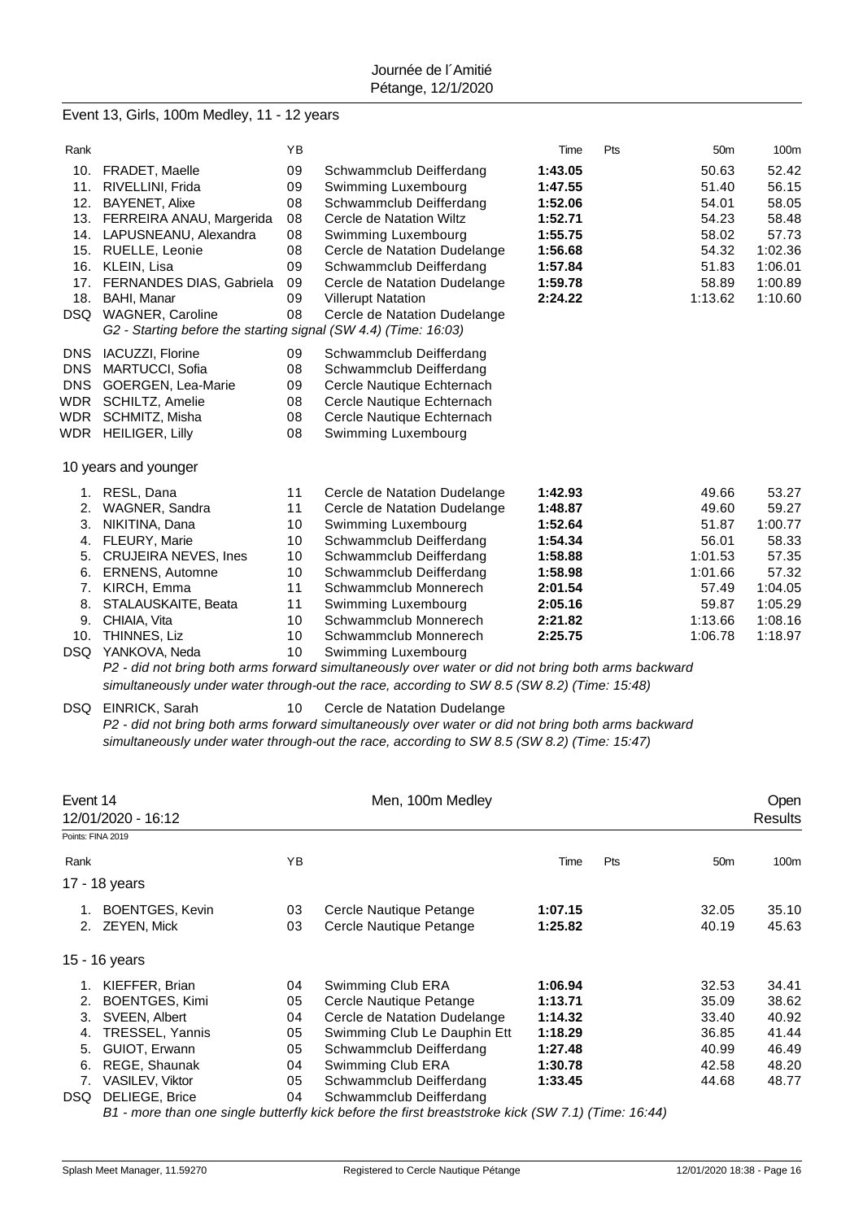## Event 13, Girls, 100m Medley, 11 - 12 years

| Rank | | YB | | Time | Pts | 50m | 100m |
|---|---|---|---|---|---|---|---|
| 10. | FRADET, Maelle | 09 | Schwammclub Deifferdang | **1:43.05** | | 50.63 | 52.42 |
| 11. | RIVELLINI, Frida | 09 | Swimming Luxembourg | **1:47.55** | | 51.40 | 56.15 |
| 12. | BAYENET, Alixe | 08 | Schwammclub Deifferdang | **1:52.06** | | 54.01 | 58.05 |
| 13. | FERREIRA ANAU, Margerida | 08 | Cercle de Natation Wiltz | **1:52.71** | | 54.23 | 58.48 |
| 14. | LAPUSNEANU, Alexandra | 08 | Swimming Luxembourg | **1:55.75** | | 58.02 | 57.73 |
| 15. | RUELLE, Leonie | 08 | Cercle de Natation Dudelange | **1:56.68** | | 54.32 | 1:02.36 |
| 16. | KLEIN, Lisa | 09 | Schwammclub Deifferdang | **1:57.84** | | 51.83 | 1:06.01 |
| 17. | FERNANDES DIAS, Gabriela | 09 | Cercle de Natation Dudelange | **1:59.78** | | 58.89 | 1:00.89 |
| 18. | BAHI, Manar | 09 | Villerupt Natation | **2:24.22** | | 1:13.62 | 1:10.60 |
| DSQ | WAGNER, Caroline | 08 | Cercle de Natation Dudelange | | | | |

*G2 - Starting before the starting signal (SW 4.4) (Time: 16:03)*

| Rank | | YB | | Time | Pts | 50m | 100m |
|---|---|---|---|---|---|---|---|
| DNS | IACUZZI, Florine | 09 | Schwammclub Deifferdang | | | | |
| DNS | MARTUCCI, Sofia | 08 | Schwammclub Deifferdang | | | | |
| DNS | GOERGEN, Lea-Marie | 09 | Cercle Nautique Echternach | | | | |
| WDR | SCHILTZ, Amelie | 08 | Cercle Nautique Echternach | | | | |
| WDR | SCHMITZ, Misha | 08 | Cercle Nautique Echternach | | | | |
| WDR | HEILIGER, Lilly | 08 | Swimming Luxembourg | | | | |

### 10 years and younger

| Rank | | YB | | Time | Pts | 50m | 100m |
|---|---|---|---|---|---|---|---|
| 1. | RESL, Dana | 11 | Cercle de Natation Dudelange | **1:42.93** | | 49.66 | 53.27 |
| 2. | WAGNER, Sandra | 11 | Cercle de Natation Dudelange | **1:48.87** | | 49.60 | 59.27 |
| 3. | NIKITINA, Dana | 10 | Swimming Luxembourg | **1:52.64** | | 51.87 | 1:00.77 |
| 4. | FLEURY, Marie | 10 | Schwammclub Deifferdang | **1:54.34** | | 56.01 | 58.33 |
| 5. | CRUJEIRA NEVES, Ines | 10 | Schwammclub Deifferdang | **1:58.88** | | 1:01.53 | 57.35 |
| 6. | ERNENS, Automne | 10 | Schwammclub Deifferdang | **1:58.98** | | 1:01.66 | 57.32 |
| 7. | KIRCH, Emma | 11 | Schwammclub Monnerech | **2:01.54** | | 57.49 | 1:04.05 |
| 8. | STALAUSKAITE, Beata | 11 | Swimming Luxembourg | **2:05.16** | | 59.87 | 1:05.29 |
| 9. | CHIAIA, Vita | 10 | Schwammclub Monnerech | **2:21.82** | | 1:13.66 | 1:08.16 |
| 10. | THINNES, Liz | 10 | Schwammclub Monnerech | **2:25.75** | | 1:06.78 | 1:18.97 |
| DSQ | YANKOVA, Neda | 10 | Swimming Luxembourg | | | | |

*P2 - did not bring both arms forward simultaneously over water or did not bring both arms backward simultaneously under water through-out the race, according to SW 8.5 (SW 8.2) (Time: 15:48)*

| Rank | | YB | | Time | Pts | 50m | 100m |
|---|---|---|---|---|---|---|---|
| DSQ | EINRICK, Sarah | 10 | Cercle de Natation Dudelange | | | | |

*P2 - did not bring both arms forward simultaneously over water or did not bring both arms backward simultaneously under water through-out the race, according to SW 8.5 (SW 8.2) (Time: 15:47)*

## Event 14 — Men, 100m Medley — Open

12/01/2020 - 16:12 — Results

Points: FINA 2019

### 17 - 18 years

| Rank | | YB | | Time | Pts | 50m | 100m |
|---|---|---|---|---|---|---|---|
| 1. | BOENTGES, Kevin | 03 | Cercle Nautique Petange | **1:07.15** | | 32.05 | 35.10 |
| 2. | ZEYEN, Mick | 03 | Cercle Nautique Petange | **1:25.82** | | 40.19 | 45.63 |

### 15 - 16 years

| Rank | | YB | | Time | Pts | 50m | 100m |
|---|---|---|---|---|---|---|---|
| 1. | KIEFFER, Brian | 04 | Swimming Club ERA | **1:06.94** | | 32.53 | 34.41 |
| 2. | BOENTGES, Kimi | 05 | Cercle Nautique Petange | **1:13.71** | | 35.09 | 38.62 |
| 3. | SVEEN, Albert | 04 | Cercle de Natation Dudelange | **1:14.32** | | 33.40 | 40.92 |
| 4. | TRESSEL, Yannis | 05 | Swimming Club Le Dauphin Ett | **1:18.29** | | 36.85 | 41.44 |
| 5. | GUIOT, Erwann | 05 | Schwammclub Deifferdang | **1:27.48** | | 40.99 | 46.49 |
| 6. | REGE, Shaunak | 04 | Swimming Club ERA | **1:30.78** | | 42.58 | 48.20 |
| 7. | VASILEV, Viktor | 05 | Schwammclub Deifferdang | **1:33.45** | | 44.68 | 48.77 |
| DSQ | DELIEGE, Brice | 04 | Schwammclub Deifferdang | | | | |

*B1 - more than one single butterfly kick before the first breaststroke kick (SW 7.1) (Time: 16:44)*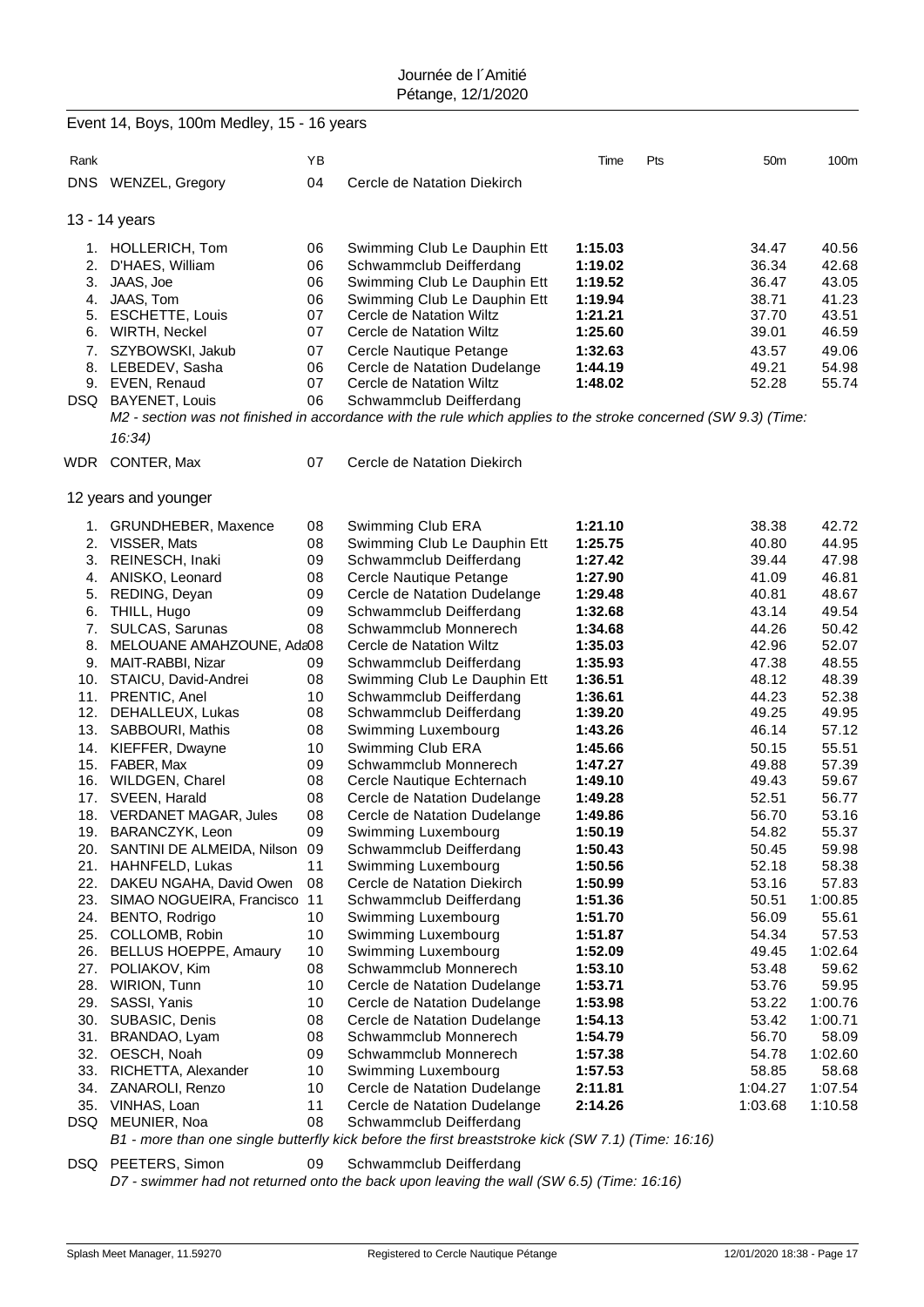Journée de l´Amitié
Pétange, 12/1/2020

## Event 14, Boys, 100m Medley, 15 - 16 years

| Rank | | YB | | Time | Pts | 50m | 100m |
|---|---|---|---|---|---|---|---|
| DNS | WENZEL, Gregory | 04 | Cercle de Natation Diekirch | | | | |

### 13 - 14 years

| Rank | | YB | | Time | Pts | 50m | 100m |
|---|---|---|---|---|---|---|---|
| 1. | HOLLERICH, Tom | 06 | Swimming Club Le Dauphin Ett | **1:15.03** | | 34.47 | 40.56 |
| 2. | D'HAES, William | 06 | Schwammclub Deifferdang | **1:19.02** | | 36.34 | 42.68 |
| 3. | JAAS, Joe | 06 | Swimming Club Le Dauphin Ett | **1:19.52** | | 36.47 | 43.05 |
| 4. | JAAS, Tom | 06 | Swimming Club Le Dauphin Ett | **1:19.94** | | 38.71 | 41.23 |
| 5. | ESCHETTE, Louis | 07 | Cercle de Natation Wiltz | **1:21.21** | | 37.70 | 43.51 |
| 6. | WIRTH, Neckel | 07 | Cercle de Natation Wiltz | **1:25.60** | | 39.01 | 46.59 |
| 7. | SZYBOWSKI, Jakub | 07 | Cercle Nautique Petange | **1:32.63** | | 43.57 | 49.06 |
| 8. | LEBEDEV, Sasha | 06 | Cercle de Natation Dudelange | **1:44.19** | | 49.21 | 54.98 |
| 9. | EVEN, Renaud | 07 | Cercle de Natation Wiltz | **1:48.02** | | 52.28 | 55.74 |
| DSQ | BAYENET, Louis | 06 | Schwammclub Deifferdang | | | | |

*M2 - section was not finished in accordance with the rule which applies to the stroke concerned (SW 9.3) (Time: 16:34)*

| Rank | | YB | | Time | Pts | 50m | 100m |
|---|---|---|---|---|---|---|---|
| WDR | CONTER, Max | 07 | Cercle de Natation Diekirch | | | | |

### 12 years and younger

| Rank | | YB | | Time | Pts | 50m | 100m |
|---|---|---|---|---|---|---|---|
| 1. | GRUNDHEBER, Maxence | 08 | Swimming Club ERA | **1:21.10** | | 38.38 | 42.72 |
| 2. | VISSER, Mats | 08 | Swimming Club Le Dauphin Ett | **1:25.75** | | 40.80 | 44.95 |
| 3. | REINESCH, Inaki | 09 | Schwammclub Deifferdang | **1:27.42** | | 39.44 | 47.98 |
| 4. | ANISKO, Leonard | 08 | Cercle Nautique Petange | **1:27.90** | | 41.09 | 46.81 |
| 5. | REDING, Deyan | 09 | Cercle de Natation Dudelange | **1:29.48** | | 40.81 | 48.67 |
| 6. | THILL, Hugo | 09 | Schwammclub Deifferdang | **1:32.68** | | 43.14 | 49.54 |
| 7. | SULCAS, Sarunas | 08 | Schwammclub Monnerech | **1:34.68** | | 44.26 | 50.42 |
| 8. | MELOUANE AMAHZOUNE, Ada | 08 | Cercle de Natation Wiltz | **1:35.03** | | 42.96 | 52.07 |
| 9. | MAIT-RABBI, Nizar | 09 | Schwammclub Deifferdang | **1:35.93** | | 47.38 | 48.55 |
| 10. | STAICU, David-Andrei | 08 | Swimming Club Le Dauphin Ett | **1:36.51** | | 48.12 | 48.39 |
| 11. | PRENTIC, Anel | 10 | Schwammclub Deifferdang | **1:36.61** | | 44.23 | 52.38 |
| 12. | DEHALLEUX, Lukas | 08 | Schwammclub Deifferdang | **1:39.20** | | 49.25 | 49.95 |
| 13. | SABBOURI, Mathis | 08 | Swimming Luxembourg | **1:43.26** | | 46.14 | 57.12 |
| 14. | KIEFFER, Dwayne | 10 | Swimming Club ERA | **1:45.66** | | 50.15 | 55.51 |
| 15. | FABER, Max | 09 | Schwammclub Monnerech | **1:47.27** | | 49.88 | 57.39 |
| 16. | WILDGEN, Charel | 08 | Cercle Nautique Echternach | **1:49.10** | | 49.43 | 59.67 |
| 17. | SVEEN, Harald | 08 | Cercle de Natation Dudelange | **1:49.28** | | 52.51 | 56.77 |
| 18. | VERDANET MAGAR, Jules | 08 | Cercle de Natation Dudelange | **1:49.86** | | 56.70 | 53.16 |
| 19. | BARANCZYK, Leon | 09 | Swimming Luxembourg | **1:50.19** | | 54.82 | 55.37 |
| 20. | SANTINI DE ALMEIDA, Nilson | 09 | Schwammclub Deifferdang | **1:50.43** | | 50.45 | 59.98 |
| 21. | HAHNFELD, Lukas | 11 | Swimming Luxembourg | **1:50.56** | | 52.18 | 58.38 |
| 22. | DAKEU NGAHA, David Owen | 08 | Cercle de Natation Diekirch | **1:50.99** | | 53.16 | 57.83 |
| 23. | SIMAO NOGUEIRA, Francisco | 11 | Schwammclub Deifferdang | **1:51.36** | | 50.51 | 1:00.85 |
| 24. | BENTO, Rodrigo | 10 | Swimming Luxembourg | **1:51.70** | | 56.09 | 55.61 |
| 25. | COLLOMB, Robin | 10 | Swimming Luxembourg | **1:51.87** | | 54.34 | 57.53 |
| 26. | BELLUS HOEPPE, Amaury | 10 | Swimming Luxembourg | **1:52.09** | | 49.45 | 1:02.64 |
| 27. | POLIAKOV, Kim | 08 | Schwammclub Monnerech | **1:53.10** | | 53.48 | 59.62 |
| 28. | WIRION, Tunn | 10 | Cercle de Natation Dudelange | **1:53.71** | | 53.76 | 59.95 |
| 29. | SASSI, Yanis | 10 | Cercle de Natation Dudelange | **1:53.98** | | 53.22 | 1:00.76 |
| 30. | SUBASIC, Denis | 08 | Cercle de Natation Dudelange | **1:54.13** | | 53.42 | 1:00.71 |
| 31. | BRANDAO, Lyam | 08 | Schwammclub Monnerech | **1:54.79** | | 56.70 | 58.09 |
| 32. | OESCH, Noah | 09 | Schwammclub Monnerech | **1:57.38** | | 54.78 | 1:02.60 |
| 33. | RICHETTA, Alexander | 10 | Swimming Luxembourg | **1:57.53** | | 58.85 | 58.68 |
| 34. | ZANAROLI, Renzo | 10 | Cercle de Natation Dudelange | **2:11.81** | | 1:04.27 | 1:07.54 |
| 35. | VINHAS, Loan | 11 | Cercle de Natation Dudelange | **2:14.26** | | 1:03.68 | 1:10.58 |
| DSQ | MEUNIER, Noa | 08 | Schwammclub Deifferdang | | | | |

*B1 - more than one single butterfly kick before the first breaststroke kick (SW 7.1) (Time: 16:16)*

| Rank | | YB | | Time | Pts | 50m | 100m |
|---|---|---|---|---|---|---|---|
| DSQ | PEETERS, Simon | 09 | Schwammclub Deifferdang | | | | |

*D7 - swimmer had not returned onto the back upon leaving the wall (SW 6.5) (Time: 16:16)*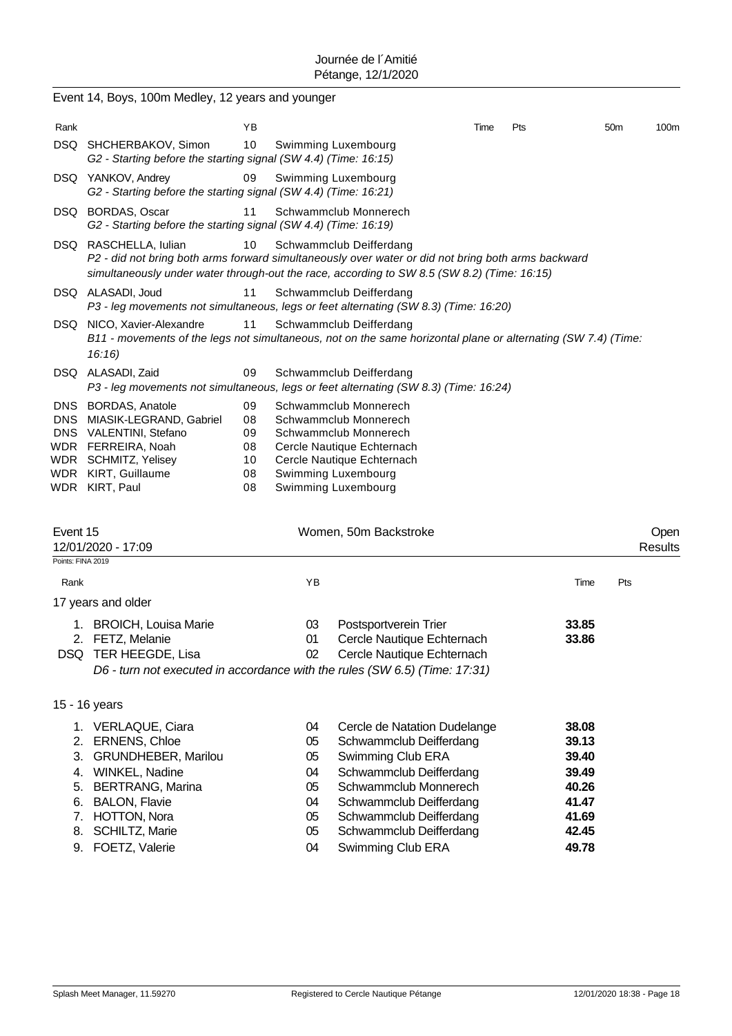Event 14, Boys, 100m Medley, 12 years and younger

| Rank | | YB | | Time | Pts | 50m | 100m |
|---|---|---|---|---|---|---|---|
| DSQ | SHCHERBAKOV, Simon | 10 | Swimming Luxembourg | | | | |
| | *G2 - Starting before the starting signal (SW 4.4) (Time: 16:15)* | | | | | | |
| DSQ | YANKOV, Andrey | 09 | Swimming Luxembourg | | | | |
| | *G2 - Starting before the starting signal (SW 4.4) (Time: 16:21)* | | | | | | |
| DSQ | BORDAS, Oscar | 11 | Schwammclub Monnerech | | | | |
| | *G2 - Starting before the starting signal (SW 4.4) (Time: 16:19)* | | | | | | |
| DSQ | RASCHELLA, Iulian | 10 | Schwammclub Deifferdang | | | | |
| | *P2 - did not bring both arms forward simultaneously over water or did not bring both arms backward simultaneously under water through-out the race, according to SW 8.5 (SW 8.2) (Time: 16:15)* | | | | | | |
| DSQ | ALASADI, Joud | 11 | Schwammclub Deifferdang | | | | |
| | *P3 - leg movements not simultaneous, legs or feet alternating (SW 8.3) (Time: 16:20)* | | | | | | |
| DSQ | NICO, Xavier-Alexandre | 11 | Schwammclub Deifferdang | | | | |
| | *B11 - movements of the legs not simultaneous, not on the same horizontal plane or alternating (SW 7.4) (Time: 16:16)* | | | | | | |
| DSQ | ALASADI, Zaid | 09 | Schwammclub Deifferdang | | | | |
| | *P3 - leg movements not simultaneous, legs or feet alternating (SW 8.3) (Time: 16:24)* | | | | | | |
| DNS | BORDAS, Anatole | 09 | Schwammclub Monnerech | | | | |
| DNS | MIASIK-LEGRAND, Gabriel | 08 | Schwammclub Monnerech | | | | |
| DNS | VALENTINI, Stefano | 09 | Schwammclub Monnerech | | | | |
| WDR | FERREIRA, Noah | 08 | Cercle Nautique Echternach | | | | |
| WDR | SCHMITZ, Yelisey | 10 | Cercle Nautique Echternach | | | | |
| WDR | KIRT, Guillaume | 08 | Swimming Luxembourg | | | | |
| WDR | KIRT, Paul | 08 | Swimming Luxembourg | | | | |

Event 15 — Women, 50m Backstroke — Open

12/01/2020 - 17:09 — Results

Points: FINA 2019

| Rank | | YB | | Time | Pts |
|---|---|---|---|---|---|
| **17 years and older** | | | | | |
| 1. | BROICH, Louisa Marie | 03 | Postsportverein Trier | **33.85** | |
| 2. | FETZ, Melanie | 01 | Cercle Nautique Echternach | **33.86** | |
| DSQ | TER HEEGDE, Lisa | 02 | Cercle Nautique Echternach | | |
| | *D6 - turn not executed in accordance with the rules (SW 6.5) (Time: 17:31)* | | | | |
| **15 - 16 years** | | | | | |
| 1. | VERLAQUE, Ciara | 04 | Cercle de Natation Dudelange | **38.08** | |
| 2. | ERNENS, Chloe | 05 | Schwammclub Deifferdang | **39.13** | |
| 3. | GRUNDHEBER, Marilou | 05 | Swimming Club ERA | **39.40** | |
| 4. | WINKEL, Nadine | 04 | Schwammclub Deifferdang | **39.49** | |
| 5. | BERTRANG, Marina | 05 | Schwammclub Monnerech | **40.26** | |
| 6. | BALON, Flavie | 04 | Schwammclub Deifferdang | **41.47** | |
| 7. | HOTTON, Nora | 05 | Schwammclub Deifferdang | **41.69** | |
| 8. | SCHILTZ, Marie | 05 | Schwammclub Deifferdang | **42.45** | |
| 9. | FOETZ, Valerie | 04 | Swimming Club ERA | **49.78** | |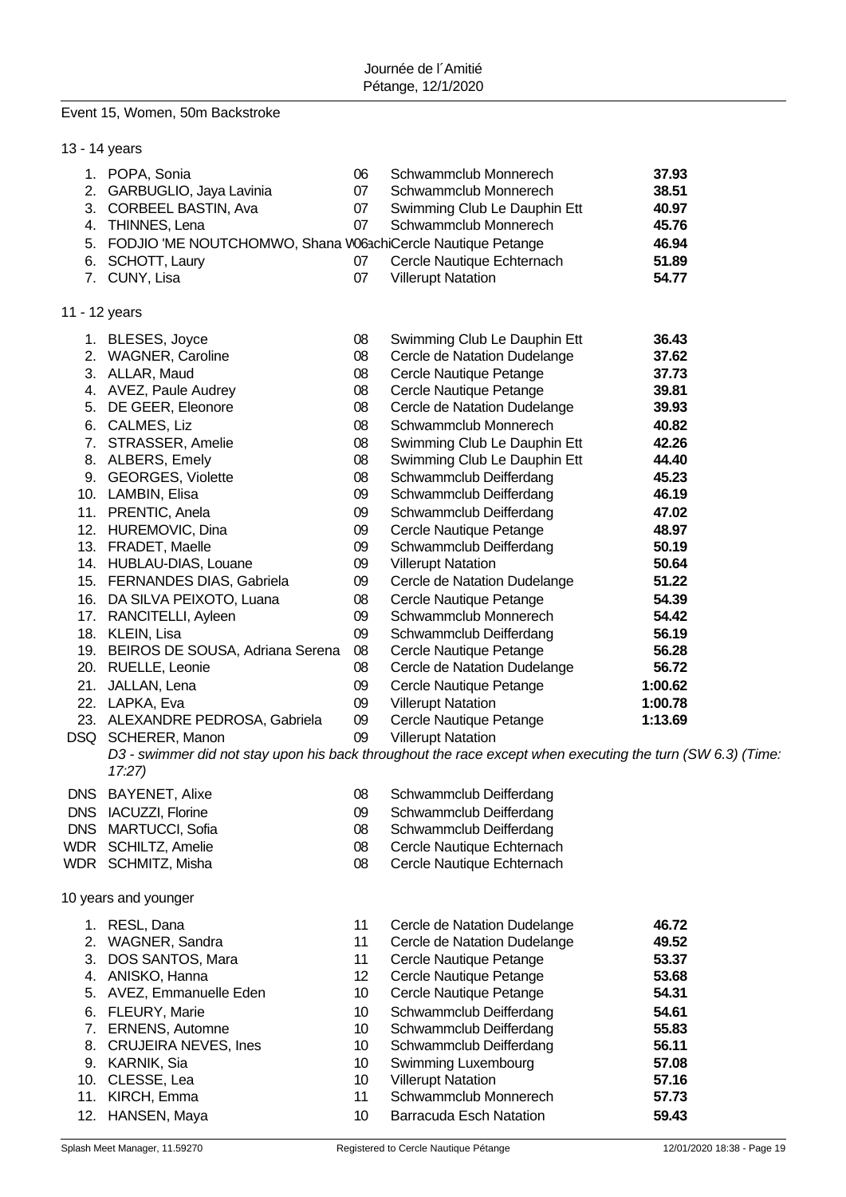Journée de l´Amitié
Pétange, 12/1/2020

## Event 15, Women, 50m Backstroke

### 13 - 14 years

| | Name | YoB | Club | Time |
|---|---|---|---|---|
| 1. | POPA, Sonia | 06 | Schwammclub Monnerech | **37.93** |
| 2. | GARBUGLIO, Jaya Lavinia | 07 | Schwammclub Monnerech | **38.51** |
| 3. | CORBEEL BASTIN, Ava | 07 | Swimming Club Le Dauphin Ett | **40.97** |
| 4. | THINNES, Lena | 07 | Schwammclub Monnerech | **45.76** |
| 5. | FODJIO 'ME NOUTCHOMWO, Shana W06achi | | Cercle Nautique Petange | **46.94** |
| 6. | SCHOTT, Laury | 07 | Cercle Nautique Echternach | **51.89** |
| 7. | CUNY, Lisa | 07 | Villerupt Natation | **54.77** |

### 11 - 12 years

| | Name | YoB | Club | Time |
|---|---|---|---|---|
| 1. | BLESES, Joyce | 08 | Swimming Club Le Dauphin Ett | **36.43** |
| 2. | WAGNER, Caroline | 08 | Cercle de Natation Dudelange | **37.62** |
| 3. | ALLAR, Maud | 08 | Cercle Nautique Petange | **37.73** |
| 4. | AVEZ, Paule Audrey | 08 | Cercle Nautique Petange | **39.81** |
| 5. | DE GEER, Eleonore | 08 | Cercle de Natation Dudelange | **39.93** |
| 6. | CALMES, Liz | 08 | Schwammclub Monnerech | **40.82** |
| 7. | STRASSER, Amelie | 08 | Swimming Club Le Dauphin Ett | **42.26** |
| 8. | ALBERS, Emely | 08 | Swimming Club Le Dauphin Ett | **44.40** |
| 9. | GEORGES, Violette | 08 | Schwammclub Deifferdang | **45.23** |
| 10. | LAMBIN, Elisa | 09 | Schwammclub Deifferdang | **46.19** |
| 11. | PRENTIC, Anela | 09 | Schwammclub Deifferdang | **47.02** |
| 12. | HUREMOVIC, Dina | 09 | Cercle Nautique Petange | **48.97** |
| 13. | FRADET, Maelle | 09 | Schwammclub Deifferdang | **50.19** |
| 14. | HUBLAU-DIAS, Louane | 09 | Villerupt Natation | **50.64** |
| 15. | FERNANDES DIAS, Gabriela | 09 | Cercle de Natation Dudelange | **51.22** |
| 16. | DA SILVA PEIXOTO, Luana | 08 | Cercle Nautique Petange | **54.39** |
| 17. | RANCITELLI, Ayleen | 09 | Schwammclub Monnerech | **54.42** |
| 18. | KLEIN, Lisa | 09 | Schwammclub Deifferdang | **56.19** |
| 19. | BEIROS DE SOUSA, Adriana Serena | 08 | Cercle Nautique Petange | **56.28** |
| 20. | RUELLE, Leonie | 08 | Cercle de Natation Dudelange | **56.72** |
| 21. | JALLAN, Lena | 09 | Cercle Nautique Petange | **1:00.62** |
| 22. | LAPKA, Eva | 09 | Villerupt Natation | **1:00.78** |
| 23. | ALEXANDRE PEDROSA, Gabriela | 09 | Cercle Nautique Petange | **1:13.69** |
| DSQ | SCHERER, Manon | 09 | Villerupt Natation | |

*D3 - swimmer did not stay upon his back throughout the race except when executing the turn (SW 6.3) (Time: 17:27)*

| | Name | YoB | Club |
|---|---|---|---|
| DNS | BAYENET, Alixe | 08 | Schwammclub Deifferdang |
| DNS | IACUZZI, Florine | 09 | Schwammclub Deifferdang |
| DNS | MARTUCCI, Sofia | 08 | Schwammclub Deifferdang |
| WDR | SCHILTZ, Amelie | 08 | Cercle Nautique Echternach |
| WDR | SCHMITZ, Misha | 08 | Cercle Nautique Echternach |

### 10 years and younger

| | Name | YoB | Club | Time |
|---|---|---|---|---|
| 1. | RESL, Dana | 11 | Cercle de Natation Dudelange | **46.72** |
| 2. | WAGNER, Sandra | 11 | Cercle de Natation Dudelange | **49.52** |
| 3. | DOS SANTOS, Mara | 11 | Cercle Nautique Petange | **53.37** |
| 4. | ANISKO, Hanna | 12 | Cercle Nautique Petange | **53.68** |
| 5. | AVEZ, Emmanuelle Eden | 10 | Cercle Nautique Petange | **54.31** |
| 6. | FLEURY, Marie | 10 | Schwammclub Deifferdang | **54.61** |
| 7. | ERNENS, Automne | 10 | Schwammclub Deifferdang | **55.83** |
| 8. | CRUJEIRA NEVES, Ines | 10 | Schwammclub Deifferdang | **56.11** |
| 9. | KARNIK, Sia | 10 | Swimming Luxembourg | **57.08** |
| 10. | CLESSE, Lea | 10 | Villerupt Natation | **57.16** |
| 11. | KIRCH, Emma | 11 | Schwammclub Monnerech | **57.73** |
| 12. | HANSEN, Maya | 10 | Barracuda Esch Natation | **59.43** |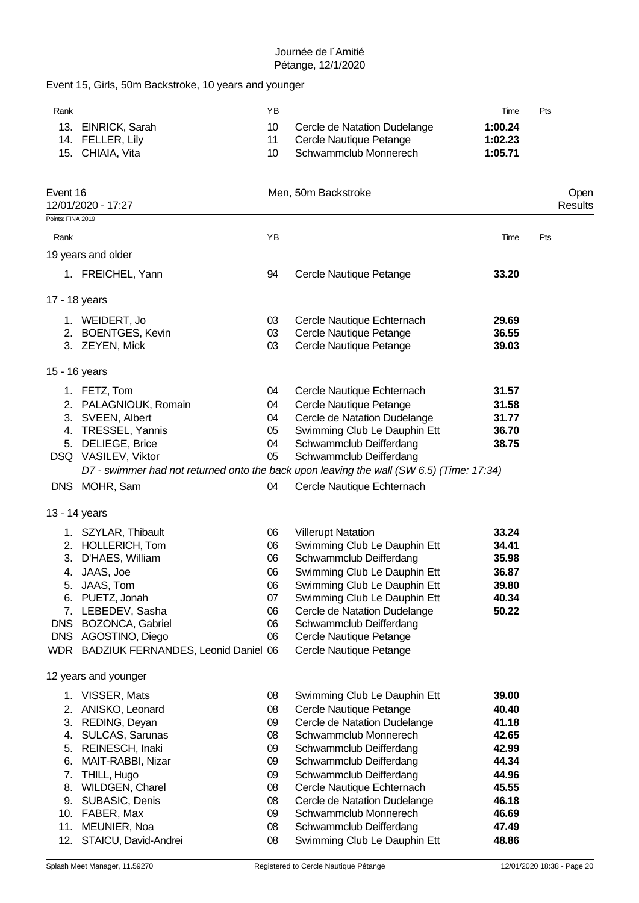Event 15, Girls, 50m Backstroke, 10 years and younger

| Rank | | YB | | Time | Pts |
|---|---|---|---|---|---|
| 13. | EINRICK, Sarah | 10 | Cercle de Natation Dudelange | **1:00.24** | |
| 14. | FELLER, Lily | 11 | Cercle Nautique Petange | **1:02.23** | |
| 15. | CHIAIA, Vita | 10 | Schwammclub Monnerech | **1:05.71** | |

## Event 16 — Men, 50m Backstroke — Open

12/01/2020 - 17:27 — Results

Points: FINA 2019

| Rank | | YB | | Time | Pts |
|---|---|---|---|---|---|
| **19 years and older** | | | | | |
| 1. | FREICHEL, Yann | 94 | Cercle Nautique Petange | **33.20** | |
| **17 - 18 years** | | | | | |
| 1. | WEIDERT, Jo | 03 | Cercle Nautique Echternach | **29.69** | |
| 2. | BOENTGES, Kevin | 03 | Cercle Nautique Petange | **36.55** | |
| 3. | ZEYEN, Mick | 03 | Cercle Nautique Petange | **39.03** | |
| **15 - 16 years** | | | | | |
| 1. | FETZ, Tom | 04 | Cercle Nautique Echternach | **31.57** | |
| 2. | PALAGNIOUK, Romain | 04 | Cercle Nautique Petange | **31.58** | |
| 3. | SVEEN, Albert | 04 | Cercle de Natation Dudelange | **31.77** | |
| 4. | TRESSEL, Yannis | 05 | Swimming Club Le Dauphin Ett | **36.70** | |
| 5. | DELIEGE, Brice | 04 | Schwammclub Deifferdang | **38.75** | |
| DSQ | VASILEV, Viktor | 05 | Schwammclub Deifferdang | | |
| | *D7 - swimmer had not returned onto the back upon leaving the wall (SW 6.5) (Time: 17:34)* | | | | |
| DNS | MOHR, Sam | 04 | Cercle Nautique Echternach | | |
| **13 - 14 years** | | | | | |
| 1. | SZYLAR, Thibault | 06 | Villerupt Natation | **33.24** | |
| 2. | HOLLERICH, Tom | 06 | Swimming Club Le Dauphin Ett | **34.41** | |
| 3. | D'HAES, William | 06 | Schwammclub Deifferdang | **35.98** | |
| 4. | JAAS, Joe | 06 | Swimming Club Le Dauphin Ett | **36.87** | |
| 5. | JAAS, Tom | 06 | Swimming Club Le Dauphin Ett | **39.80** | |
| 6. | PUETZ, Jonah | 07 | Swimming Club Le Dauphin Ett | **40.34** | |
| 7. | LEBEDEV, Sasha | 06 | Cercle de Natation Dudelange | **50.22** | |
| DNS | BOZONCA, Gabriel | 06 | Schwammclub Deifferdang | | |
| DNS | AGOSTINO, Diego | 06 | Cercle Nautique Petange | | |
| WDR | BADZIUK FERNANDES, Leonid Daniel | 06 | Cercle Nautique Petange | | |
| **12 years and younger** | | | | | |
| 1. | VISSER, Mats | 08 | Swimming Club Le Dauphin Ett | **39.00** | |
| 2. | ANISKO, Leonard | 08 | Cercle Nautique Petange | **40.40** | |
| 3. | REDING, Deyan | 09 | Cercle de Natation Dudelange | **41.18** | |
| 4. | SULCAS, Sarunas | 08 | Schwammclub Monnerech | **42.65** | |
| 5. | REINESCH, Inaki | 09 | Schwammclub Deifferdang | **42.99** | |
| 6. | MAIT-RABBI, Nizar | 09 | Schwammclub Deifferdang | **44.34** | |
| 7. | THILL, Hugo | 09 | Schwammclub Deifferdang | **44.96** | |
| 8. | WILDGEN, Charel | 08 | Cercle Nautique Echternach | **45.55** | |
| 9. | SUBASIC, Denis | 08 | Cercle de Natation Dudelange | **46.18** | |
| 10. | FABER, Max | 09 | Schwammclub Monnerech | **46.69** | |
| 11. | MEUNIER, Noa | 08 | Schwammclub Deifferdang | **47.49** | |
| 12. | STAICU, David-Andrei | 08 | Swimming Club Le Dauphin Ett | **48.86** | |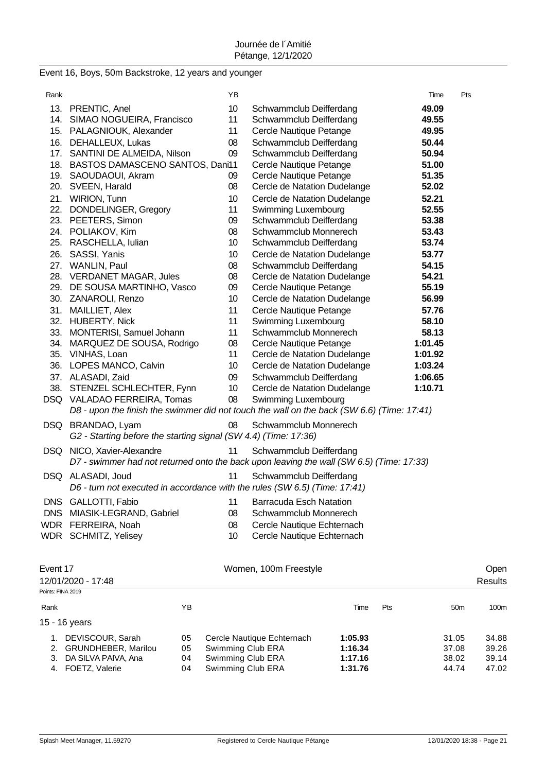Event 16, Boys, 50m Backstroke, 12 years and younger

| Rank | | YB | | Time | Pts |
|---|---|---|---|---|---|
| 13. | PRENTIC, Anel | 10 | Schwammclub Deifferdang | **49.09** | |
| 14. | SIMAO NOGUEIRA, Francisco | 11 | Schwammclub Deifferdang | **49.55** | |
| 15. | PALAGNIOUK, Alexander | 11 | Cercle Nautique Petange | **49.95** | |
| 16. | DEHALLEUX, Lukas | 08 | Schwammclub Deifferdang | **50.44** | |
| 17. | SANTINI DE ALMEIDA, Nilson | 09 | Schwammclub Deifferdang | **50.94** | |
| 18. | BASTOS DAMASCENO SANTOS, Dani | 11 | Cercle Nautique Petange | **51.00** | |
| 19. | SAOUDAOUI, Akram | 09 | Cercle Nautique Petange | **51.35** | |
| 20. | SVEEN, Harald | 08 | Cercle de Natation Dudelange | **52.02** | |
| 21. | WIRION, Tunn | 10 | Cercle de Natation Dudelange | **52.21** | |
| 22. | DONDELINGER, Gregory | 11 | Swimming Luxembourg | **52.55** | |
| 23. | PEETERS, Simon | 09 | Schwammclub Deifferdang | **53.38** | |
| 24. | POLIAKOV, Kim | 08 | Schwammclub Monnerech | **53.43** | |
| 25. | RASCHELLA, Iulian | 10 | Schwammclub Deifferdang | **53.74** | |
| 26. | SASSI, Yanis | 10 | Cercle de Natation Dudelange | **53.77** | |
| 27. | WANLIN, Paul | 08 | Schwammclub Deifferdang | **54.15** | |
| 28. | VERDANET MAGAR, Jules | 08 | Cercle de Natation Dudelange | **54.21** | |
| 29. | DE SOUSA MARTINHO, Vasco | 09 | Cercle Nautique Petange | **55.19** | |
| 30. | ZANAROLI, Renzo | 10 | Cercle de Natation Dudelange | **56.99** | |
| 31. | MAILLIET, Alex | 11 | Cercle Nautique Petange | **57.76** | |
| 32. | HUBERTY, Nick | 11 | Swimming Luxembourg | **58.10** | |
| 33. | MONTERISI, Samuel Johann | 11 | Schwammclub Monnerech | **58.13** | |
| 34. | MARQUEZ DE SOUSA, Rodrigo | 08 | Cercle Nautique Petange | **1:01.45** | |
| 35. | VINHAS, Loan | 11 | Cercle de Natation Dudelange | **1:01.92** | |
| 36. | LOPES MANCO, Calvin | 10 | Cercle de Natation Dudelange | **1:03.24** | |
| 37. | ALASADI, Zaid | 09 | Schwammclub Deifferdang | **1:06.65** | |
| 38. | STENZEL SCHLECHTER, Fynn | 10 | Cercle de Natation Dudelange | **1:10.71** | |
| DSQ | VALADAO FERREIRA, Tomas | 08 | Swimming Luxembourg | | |
| | *D8 - upon the finish the swimmer did not touch the wall on the back (SW 6.6) (Time: 17:41)* | | | | |
| DSQ | BRANDAO, Lyam | 08 | Schwammclub Monnerech | | |
| | *G2 - Starting before the starting signal (SW 4.4) (Time: 17:36)* | | | | |
| DSQ | NICO, Xavier-Alexandre | 11 | Schwammclub Deifferdang | | |
| | *D7 - swimmer had not returned onto the back upon leaving the wall (SW 6.5) (Time: 17:33)* | | | | |
| DSQ | ALASADI, Joud | 11 | Schwammclub Deifferdang | | |
| | *D6 - turn not executed in accordance with the rules (SW 6.5) (Time: 17:41)* | | | | |
| DNS | GALLOTTI, Fabio | 11 | Barracuda Esch Natation | | |
| DNS | MIASIK-LEGRAND, Gabriel | 08 | Schwammclub Monnerech | | |
| WDR | FERREIRA, Noah | 08 | Cercle Nautique Echternach | | |
| WDR | SCHMITZ, Yelisey | 10 | Cercle Nautique Echternach | | |

## Event 17 — Women, 100m Freestyle — Open

12/01/2020 - 17:48 — Results

Points: FINA 2019

| Rank | | YB | | Time | Pts | 50m | 100m |
|---|---|---|---|---|---|---|---|
| 15 - 16 years | | | | | | | |
| 1. | DEVISCOUR, Sarah | 05 | Cercle Nautique Echternach | **1:05.93** | | 31.05 | 34.88 |
| 2. | GRUNDHEBER, Marilou | 05 | Swimming Club ERA | **1:16.34** | | 37.08 | 39.26 |
| 3. | DA SILVA PAIVA, Ana | 04 | Swimming Club ERA | **1:17.16** | | 38.02 | 39.14 |
| 4. | FOETZ, Valerie | 04 | Swimming Club ERA | **1:31.76** | | 44.74 | 47.02 |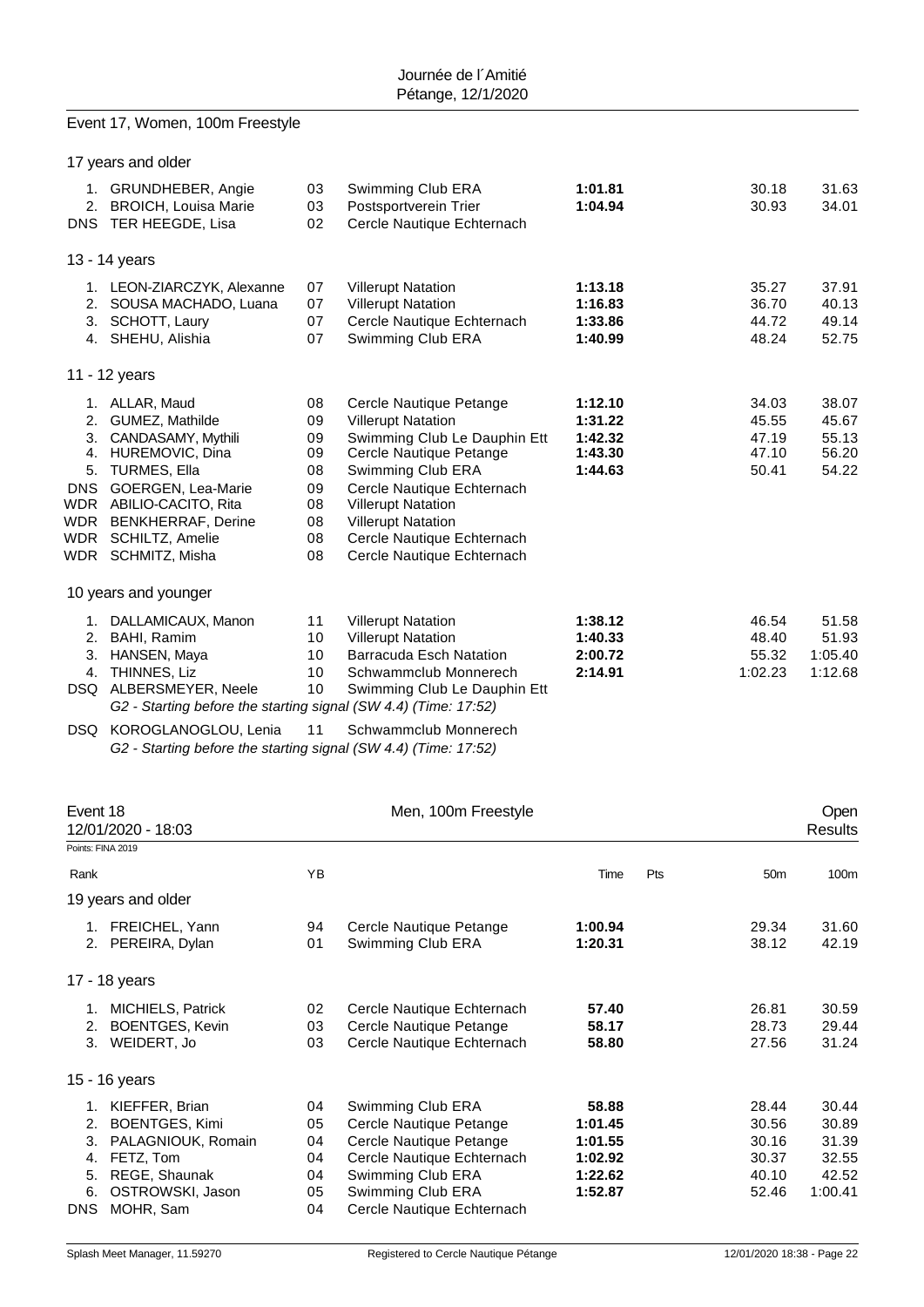Journée de l´Amitié
Pétange, 12/1/2020

## Event 17, Women, 100m Freestyle

### 17 years and older

| Rank | Name | YB | Club | Time | Pts | 50m | 100m |
|---|---|---|---|---|---|---|---|
| 1. | GRUNDHEBER, Angie | 03 | Swimming Club ERA | **1:01.81** | | 30.18 | 31.63 |
| 2. | BROICH, Louisa Marie | 03 | Postsportverein Trier | **1:04.94** | | 30.93 | 34.01 |
| DNS | TER HEEGDE, Lisa | 02 | Cercle Nautique Echternach | | | | |

### 13 - 14 years

| Rank | Name | YB | Club | Time | Pts | 50m | 100m |
|---|---|---|---|---|---|---|---|
| 1. | LEON-ZIARCZYK, Alexanne | 07 | Villerupt Natation | **1:13.18** | | 35.27 | 37.91 |
| 2. | SOUSA MACHADO, Luana | 07 | Villerupt Natation | **1:16.83** | | 36.70 | 40.13 |
| 3. | SCHOTT, Laury | 07 | Cercle Nautique Echternach | **1:33.86** | | 44.72 | 49.14 |
| 4. | SHEHU, Alishia | 07 | Swimming Club ERA | **1:40.99** | | 48.24 | 52.75 |

### 11 - 12 years

| Rank | Name | YB | Club | Time | Pts | 50m | 100m |
|---|---|---|---|---|---|---|---|
| 1. | ALLAR, Maud | 08 | Cercle Nautique Petange | **1:12.10** | | 34.03 | 38.07 |
| 2. | GUMEZ, Mathilde | 09 | Villerupt Natation | **1:31.22** | | 45.55 | 45.67 |
| 3. | CANDASAMY, Mythili | 09 | Swimming Club Le Dauphin Ett | **1:42.32** | | 47.19 | 55.13 |
| 4. | HUREMOVIC, Dina | 09 | Cercle Nautique Petange | **1:43.30** | | 47.10 | 56.20 |
| 5. | TURMES, Ella | 08 | Swimming Club ERA | **1:44.63** | | 50.41 | 54.22 |
| DNS | GOERGEN, Lea-Marie | 09 | Cercle Nautique Echternach | | | | |
| WDR | ABILIO-CACITO, Rita | 08 | Villerupt Natation | | | | |
| WDR | BENKHERRAF, Derine | 08 | Villerupt Natation | | | | |
| WDR | SCHILTZ, Amelie | 08 | Cercle Nautique Echternach | | | | |
| WDR | SCHMITZ, Misha | 08 | Cercle Nautique Echternach | | | | |

### 10 years and younger

| Rank | Name | YB | Club | Time | Pts | 50m | 100m |
|---|---|---|---|---|---|---|---|
| 1. | DALLAMICAUX, Manon | 11 | Villerupt Natation | **1:38.12** | | 46.54 | 51.58 |
| 2. | BAHI, Ramim | 10 | Villerupt Natation | **1:40.33** | | 48.40 | 51.93 |
| 3. | HANSEN, Maya | 10 | Barracuda Esch Natation | **2:00.72** | | 55.32 | 1:05.40 |
| 4. | THINNES, Liz | 10 | Schwammclub Monnerech | **2:14.91** | | 1:02.23 | 1:12.68 |
| DSQ | ALBERSMEYER, Neele | 10 | Swimming Club Le Dauphin Ett | | | | |

*G2 - Starting before the starting signal (SW 4.4) (Time: 17:52)*

| Rank | Name | YB | Club | Time | Pts | 50m | 100m |
|---|---|---|---|---|---|---|---|
| DSQ | KOROGLANOGLOU, Lenia | 11 | Schwammclub Monnerech | | | | |

*G2 - Starting before the starting signal (SW 4.4) (Time: 17:52)*

## Event 18 — Men, 100m Freestyle — Open

12/01/2020 - 18:03 — Results

Points: FINA 2019

### 19 years and older

| Rank | Name | YB | Club | Time | Pts | 50m | 100m |
|---|---|---|---|---|---|---|---|
| 1. | FREICHEL, Yann | 94 | Cercle Nautique Petange | **1:00.94** | | 29.34 | 31.60 |
| 2. | PEREIRA, Dylan | 01 | Swimming Club ERA | **1:20.31** | | 38.12 | 42.19 |

### 17 - 18 years

| Rank | Name | YB | Club | Time | Pts | 50m | 100m |
|---|---|---|---|---|---|---|---|
| 1. | MICHIELS, Patrick | 02 | Cercle Nautique Echternach | **57.40** | | 26.81 | 30.59 |
| 2. | BOENTGES, Kevin | 03 | Cercle Nautique Petange | **58.17** | | 28.73 | 29.44 |
| 3. | WEIDERT, Jo | 03 | Cercle Nautique Echternach | **58.80** | | 27.56 | 31.24 |

### 15 - 16 years

| Rank | Name | YB | Club | Time | Pts | 50m | 100m |
|---|---|---|---|---|---|---|---|
| 1. | KIEFFER, Brian | 04 | Swimming Club ERA | **58.88** | | 28.44 | 30.44 |
| 2. | BOENTGES, Kimi | 05 | Cercle Nautique Petange | **1:01.45** | | 30.56 | 30.89 |
| 3. | PALAGNIOUK, Romain | 04 | Cercle Nautique Petange | **1:01.55** | | 30.16 | 31.39 |
| 4. | FETZ, Tom | 04 | Cercle Nautique Echternach | **1:02.92** | | 30.37 | 32.55 |
| 5. | REGE, Shaunak | 04 | Swimming Club ERA | **1:22.62** | | 40.10 | 42.52 |
| 6. | OSTROWSKI, Jason | 05 | Swimming Club ERA | **1:52.87** | | 52.46 | 1:00.41 |
| DNS | MOHR, Sam | 04 | Cercle Nautique Echternach | | | | |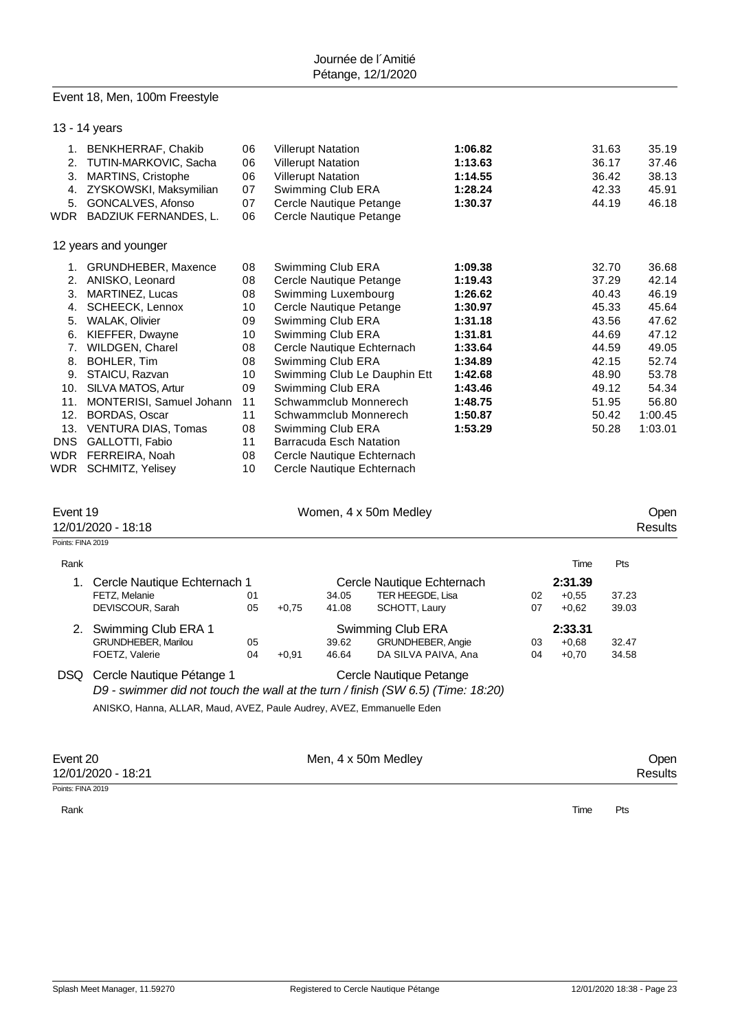## Event 18, Men, 100m Freestyle

### 13 - 14 years

| Rank | Name | YoB | Club | Time | 50m | 100m |
|---|---|---|---|---|---|---|
| 1. | BENKHERRAF, Chakib | 06 | Villerupt Natation | **1:06.82** | 31.63 | 35.19 |
| 2. | TUTIN-MARKOVIC, Sacha | 06 | Villerupt Natation | **1:13.63** | 36.17 | 37.46 |
| 3. | MARTINS, Cristophe | 06 | Villerupt Natation | **1:14.55** | 36.42 | 38.13 |
| 4. | ZYSKOWSKI, Maksymilian | 07 | Swimming Club ERA | **1:28.24** | 42.33 | 45.91 |
| 5. | GONCALVES, Afonso | 07 | Cercle Nautique Petange | **1:30.37** | 44.19 | 46.18 |
| WDR | BADZIUK FERNANDES, L. | 06 | Cercle Nautique Petange | | | |

### 12 years and younger

| Rank | Name | YoB | Club | Time | 50m | 100m |
|---|---|---|---|---|---|---|
| 1. | GRUNDHEBER, Maxence | 08 | Swimming Club ERA | **1:09.38** | 32.70 | 36.68 |
| 2. | ANISKO, Leonard | 08 | Cercle Nautique Petange | **1:19.43** | 37.29 | 42.14 |
| 3. | MARTINEZ, Lucas | 08 | Swimming Luxembourg | **1:26.62** | 40.43 | 46.19 |
| 4. | SCHEECK, Lennox | 10 | Cercle Nautique Petange | **1:30.97** | 45.33 | 45.64 |
| 5. | WALAK, Olivier | 09 | Swimming Club ERA | **1:31.18** | 43.56 | 47.62 |
| 6. | KIEFFER, Dwayne | 10 | Swimming Club ERA | **1:31.81** | 44.69 | 47.12 |
| 7. | WILDGEN, Charel | 08 | Cercle Nautique Echternach | **1:33.64** | 44.59 | 49.05 |
| 8. | BOHLER, Tim | 08 | Swimming Club ERA | **1:34.89** | 42.15 | 52.74 |
| 9. | STAICU, Razvan | 10 | Swimming Club Le Dauphin Ett | **1:42.68** | 48.90 | 53.78 |
| 10. | SILVA MATOS, Artur | 09 | Swimming Club ERA | **1:43.46** | 49.12 | 54.34 |
| 11. | MONTERISI, Samuel Johann | 11 | Schwammclub Monnerech | **1:48.75** | 51.95 | 56.80 |
| 12. | BORDAS, Oscar | 11 | Schwammclub Monnerech | **1:50.87** | 50.42 | 1:00.45 |
| 13. | VENTURA DIAS, Tomas | 08 | Swimming Club ERA | **1:53.29** | 50.28 | 1:03.01 |
| DNS | GALLOTTI, Fabio | 11 | Barracuda Esch Natation | | | |
| WDR | FERREIRA, Noah | 08 | Cercle Nautique Echternach | | | |
| WDR | SCHMITZ, Yelisey | 10 | Cercle Nautique Echternach | | | |

## Event 19 — Women, 4 x 50m Medley — Open

12/01/2020 - 18:18 — Results

Points: FINA 2019

| Rank | Team / Swimmer | YoB | Reaction | Split | Swimmer | YoB | Time | Pts |
|---|---|---|---|---|---|---|---|---|
| 1. | Cercle Nautique Echternach 1 | | | | Cercle Nautique Echternach | | **2:31.39** | |
| | FETZ, Melanie | 01 | | 34.05 | TER HEEGDE, Lisa | 02 | +0,55 | 37.23 |
| | DEVISCOUR, Sarah | 05 | +0,75 | 41.08 | SCHOTT, Laury | 07 | +0,62 | 39.03 |
| 2. | Swimming Club ERA 1 | | | | Swimming Club ERA | | **2:33.31** | |
| | GRUNDHEBER, Marilou | 05 | | 39.62 | GRUNDHEBER, Angie | 03 | +0,68 | 32.47 |
| | FOETZ, Valerie | 04 | +0,91 | 46.64 | DA SILVA PAIVA, Ana | 04 | +0,70 | 34.58 |

DSQ Cercle Nautique Pétange 1 — Cercle Nautique Petange

*D9 - swimmer did not touch the wall at the turn / finish (SW 6.5) (Time: 18:20)*

ANISKO, Hanna, ALLAR, Maud, AVEZ, Paule Audrey, AVEZ, Emmanuelle Eden

## Event 20 — Men, 4 x 50m Medley — Open

12/01/2020 - 18:21 — Results

Points: FINA 2019

| Rank | Time | Pts |
|---|---|---|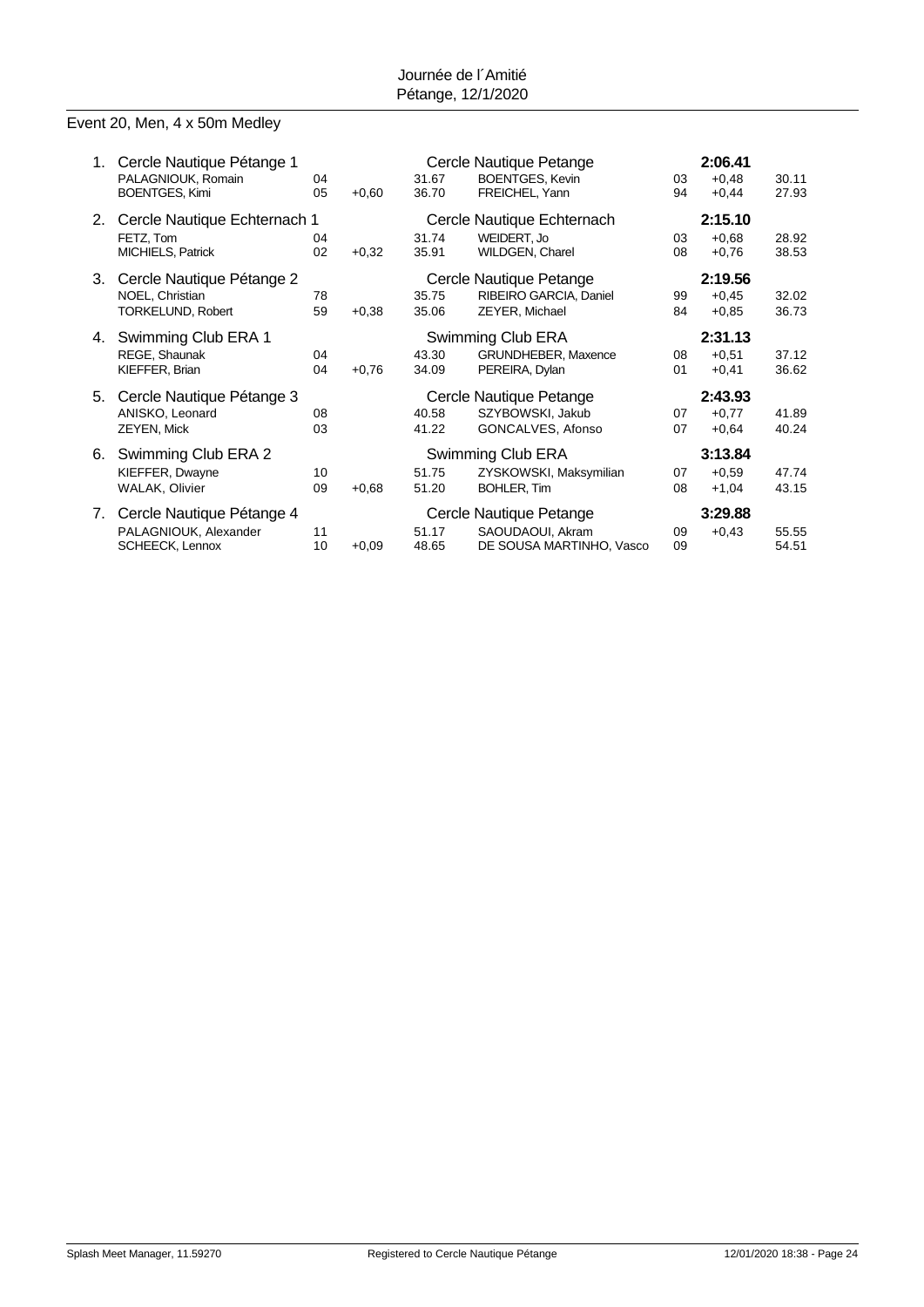Journée de l´Amitié
Pétange, 12/1/2020

## Event 20, Men, 4 x 50m Medley

| | | | | | | | | | |
|---|---|---|---|---|---|---|---|---|---|
| 1. | Cercle Nautique Pétange 1 | | | | Cercle Nautique Petange | | | **2:06.41** | |
| | PALAGNIOUK, Romain | 04 | | 31.67 | BOENTGES, Kevin | 03 | +0,48 | | 30.11 |
| | BOENTGES, Kimi | 05 | +0,60 | 36.70 | FREICHEL, Yann | 94 | +0,44 | | 27.93 |
| 2. | Cercle Nautique Echternach 1 | | | | Cercle Nautique Echternach | | | **2:15.10** | |
| | FETZ, Tom | 04 | | 31.74 | WEIDERT, Jo | 03 | +0,68 | | 28.92 |
| | MICHIELS, Patrick | 02 | +0,32 | 35.91 | WILDGEN, Charel | 08 | +0,76 | | 38.53 |
| 3. | Cercle Nautique Pétange 2 | | | | Cercle Nautique Petange | | | **2:19.56** | |
| | NOEL, Christian | 78 | | 35.75 | RIBEIRO GARCIA, Daniel | 99 | +0,45 | | 32.02 |
| | TORKELUND, Robert | 59 | +0,38 | 35.06 | ZEYER, Michael | 84 | +0,85 | | 36.73 |
| 4. | Swimming Club ERA 1 | | | | Swimming Club ERA | | | **2:31.13** | |
| | REGE, Shaunak | 04 | | 43.30 | GRUNDHEBER, Maxence | 08 | +0,51 | | 37.12 |
| | KIEFFER, Brian | 04 | +0,76 | 34.09 | PEREIRA, Dylan | 01 | +0,41 | | 36.62 |
| 5. | Cercle Nautique Pétange 3 | | | | Cercle Nautique Petange | | | **2:43.93** | |
| | ANISKO, Leonard | 08 | | 40.58 | SZYBOWSKI, Jakub | 07 | +0,77 | | 41.89 |
| | ZEYEN, Mick | 03 | | 41.22 | GONCALVES, Afonso | 07 | +0,64 | | 40.24 |
| 6. | Swimming Club ERA 2 | | | | Swimming Club ERA | | | **3:13.84** | |
| | KIEFFER, Dwayne | 10 | | 51.75 | ZYSKOWSKI, Maksymilian | 07 | +0,59 | | 47.74 |
| | WALAK, Olivier | 09 | +0,68 | 51.20 | BOHLER, Tim | 08 | +1,04 | | 43.15 |
| 7. | Cercle Nautique Pétange 4 | | | | Cercle Nautique Petange | | | **3:29.88** | |
| | PALAGNIOUK, Alexander | 11 | | 51.17 | SAOUDAOUI, Akram | 09 | +0,43 | | 55.55 |
| | SCHEECK, Lennox | 10 | +0,09 | 48.65 | DE SOUSA MARTINHO, Vasco | 09 | | | 54.51 |